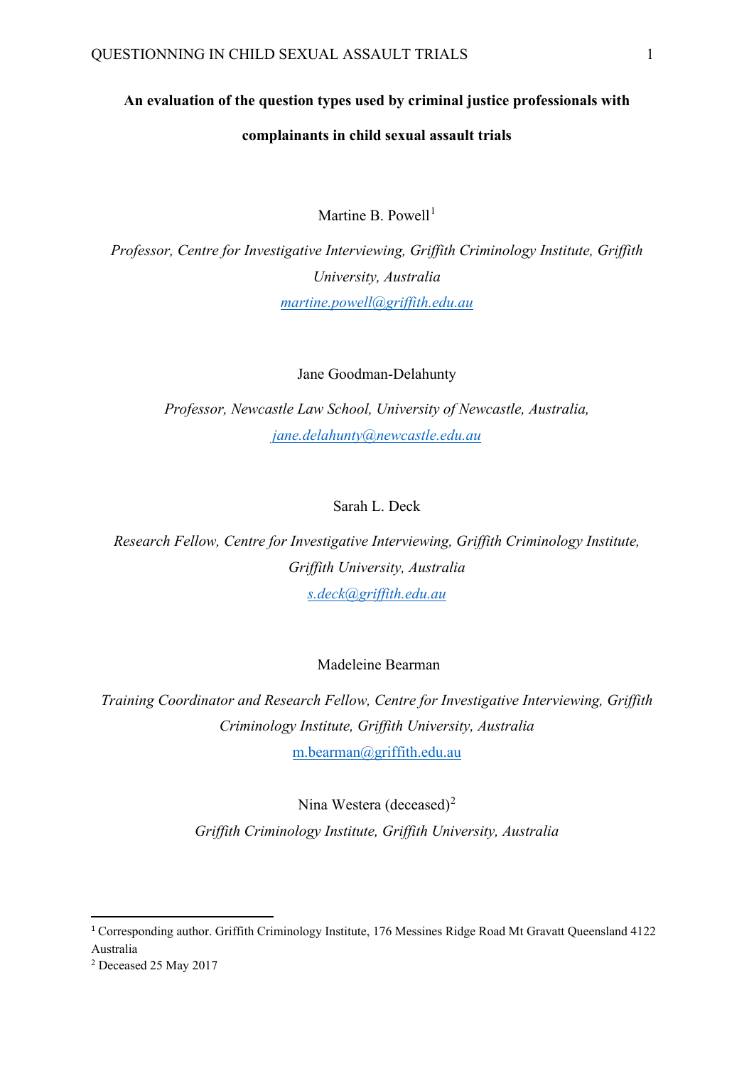# An evaluation of the question types used by criminal justice professionals with complainants in child sexual assault trials

Martine B. Powell[1]

*Professor, Centre for Investigative Interviewing, Griffith Criminology Institute, Griffith University, Australia*

martine.powell@griffith.edu.au

Jane Goodman-Delahunty

*Professor, Newcastle Law School, University of Newcastle, Australia,*

jane.delahunty@newcastle.edu.au

Sarah L. Deck

*Research Fellow, Centre for Investigative Interviewing, Griffith Criminology Institute, Griffith University, Australia*

s.deck@griffith.edu.au

Madeleine Bearman

*Training Coordinator and Research Fellow, Centre for Investigative Interviewing, Griffith Criminology Institute, Griffith University, Australia*

m.bearman@griffith.edu.au

Nina Westera (deceased)[2]

*Griffith Criminology Institute, Griffith University, Australia*

---

[1] Corresponding author. Griffith Criminology Institute, 176 Messines Ridge Road Mt Gravatt Queensland 4122 Australia

[2] Deceased 25 May 2017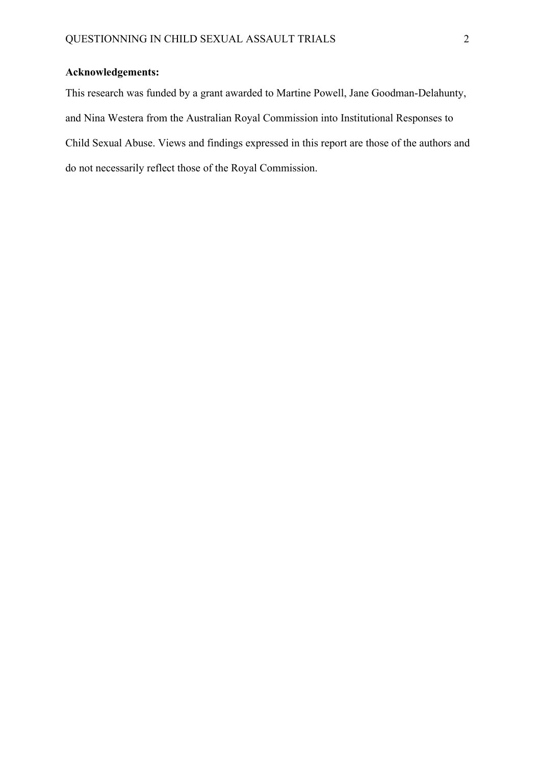**Acknowledgements:**

This research was funded by a grant awarded to Martine Powell, Jane Goodman-Delahunty, and Nina Westera from the Australian Royal Commission into Institutional Responses to Child Sexual Abuse. Views and findings expressed in this report are those of the authors and do not necessarily reflect those of the Royal Commission.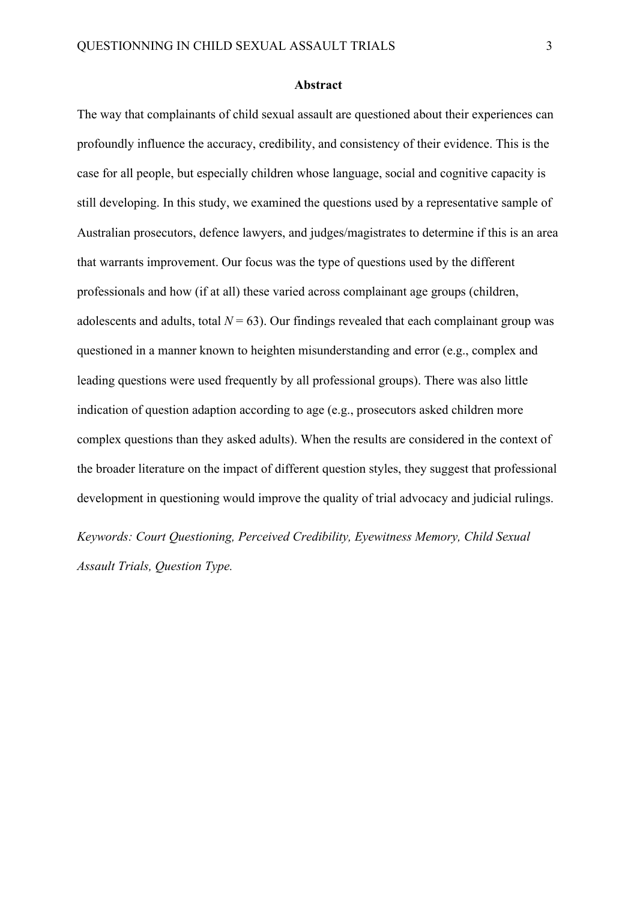## Abstract

The way that complainants of child sexual assault are questioned about their experiences can profoundly influence the accuracy, credibility, and consistency of their evidence. This is the case for all people, but especially children whose language, social and cognitive capacity is still developing. In this study, we examined the questions used by a representative sample of Australian prosecutors, defence lawyers, and judges/magistrates to determine if this is an area that warrants improvement. Our focus was the type of questions used by the different professionals and how (if at all) these varied across complainant age groups (children, adolescents and adults, total $N = 63$). Our findings revealed that each complainant group was questioned in a manner known to heighten misunderstanding and error (e.g., complex and leading questions were used frequently by all professional groups). There was also little indication of question adaption according to age (e.g., prosecutors asked children more complex questions than they asked adults). When the results are considered in the context of the broader literature on the impact of different question styles, they suggest that professional development in questioning would improve the quality of trial advocacy and judicial rulings.

*Keywords: Court Questioning, Perceived Credibility, Eyewitness Memory, Child Sexual Assault Trials, Question Type.*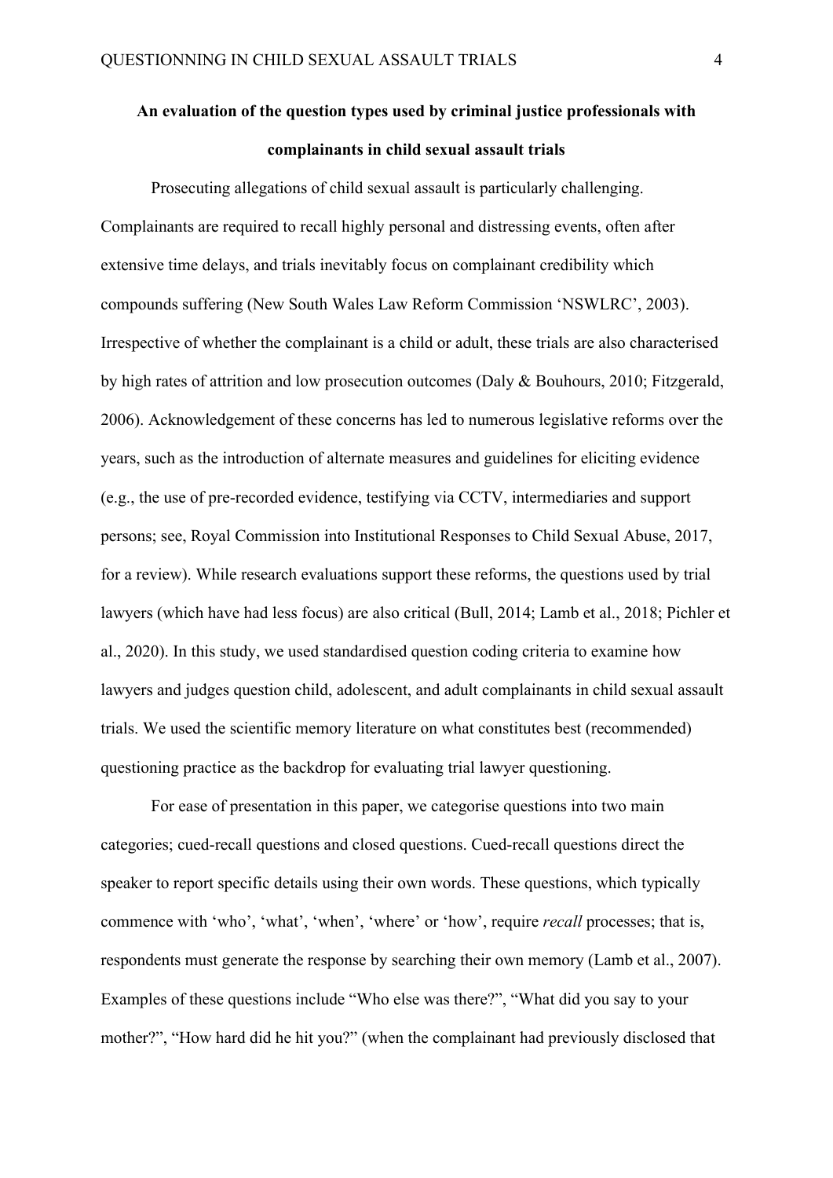**An evaluation of the question types used by criminal justice professionals with complainants in child sexual assault trials**

Prosecuting allegations of child sexual assault is particularly challenging. Complainants are required to recall highly personal and distressing events, often after extensive time delays, and trials inevitably focus on complainant credibility which compounds suffering (New South Wales Law Reform Commission 'NSWLRC', 2003). Irrespective of whether the complainant is a child or adult, these trials are also characterised by high rates of attrition and low prosecution outcomes (Daly & Bouhours, 2010; Fitzgerald, 2006). Acknowledgement of these concerns has led to numerous legislative reforms over the years, such as the introduction of alternate measures and guidelines for eliciting evidence (e.g., the use of pre-recorded evidence, testifying via CCTV, intermediaries and support persons; see, Royal Commission into Institutional Responses to Child Sexual Abuse, 2017, for a review). While research evaluations support these reforms, the questions used by trial lawyers (which have had less focus) are also critical (Bull, 2014; Lamb et al., 2018; Pichler et al., 2020). In this study, we used standardised question coding criteria to examine how lawyers and judges question child, adolescent, and adult complainants in child sexual assault trials. We used the scientific memory literature on what constitutes best (recommended) questioning practice as the backdrop for evaluating trial lawyer questioning.

For ease of presentation in this paper, we categorise questions into two main categories; cued-recall questions and closed questions. Cued-recall questions direct the speaker to report specific details using their own words. These questions, which typically commence with 'who', 'what', 'when', 'where' or 'how', require *recall* processes; that is, respondents must generate the response by searching their own memory (Lamb et al., 2007). Examples of these questions include "Who else was there?", "What did you say to your mother?", "How hard did he hit you?" (when the complainant had previously disclosed that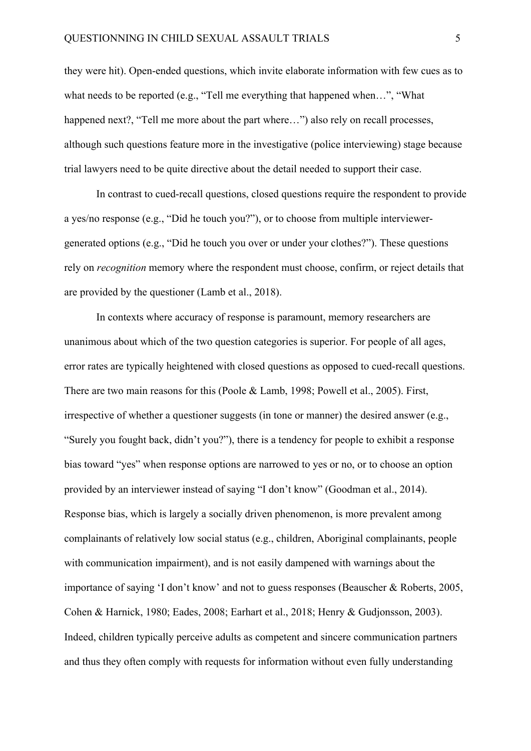they were hit). Open-ended questions, which invite elaborate information with few cues as to what needs to be reported (e.g., "Tell me everything that happened when…", "What happened next?, "Tell me more about the part where…") also rely on recall processes, although such questions feature more in the investigative (police interviewing) stage because trial lawyers need to be quite directive about the detail needed to support their case.

In contrast to cued-recall questions, closed questions require the respondent to provide a yes/no response (e.g., "Did he touch you?"), or to choose from multiple interviewer-generated options (e.g., "Did he touch you over or under your clothes?"). These questions rely on *recognition* memory where the respondent must choose, confirm, or reject details that are provided by the questioner (Lamb et al., 2018).

In contexts where accuracy of response is paramount, memory researchers are unanimous about which of the two question categories is superior. For people of all ages, error rates are typically heightened with closed questions as opposed to cued-recall questions. There are two main reasons for this (Poole & Lamb, 1998; Powell et al., 2005). First, irrespective of whether a questioner suggests (in tone or manner) the desired answer (e.g., "Surely you fought back, didn't you?"), there is a tendency for people to exhibit a response bias toward "yes" when response options are narrowed to yes or no, or to choose an option provided by an interviewer instead of saying "I don't know" (Goodman et al., 2014). Response bias, which is largely a socially driven phenomenon, is more prevalent among complainants of relatively low social status (e.g., children, Aboriginal complainants, people with communication impairment), and is not easily dampened with warnings about the importance of saying 'I don't know' and not to guess responses (Beauscher & Roberts, 2005, Cohen & Harnick, 1980; Eades, 2008; Earhart et al., 2018; Henry & Gudjonsson, 2003). Indeed, children typically perceive adults as competent and sincere communication partners and thus they often comply with requests for information without even fully understanding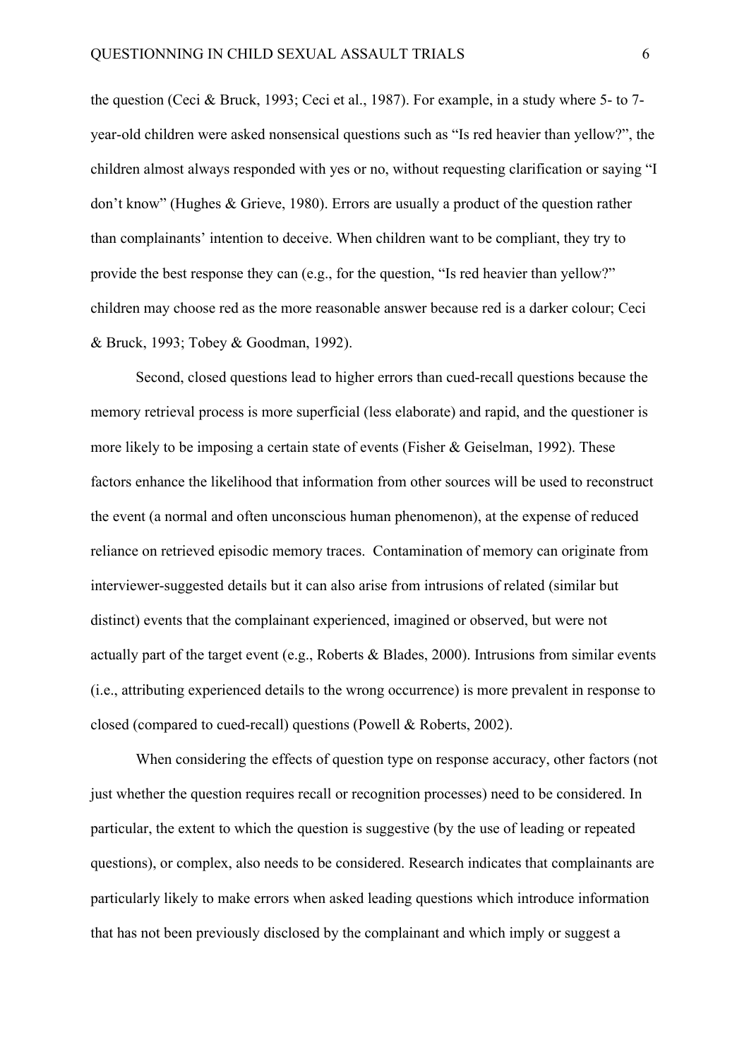the question (Ceci & Bruck, 1993; Ceci et al., 1987). For example, in a study where 5- to 7-year-old children were asked nonsensical questions such as “Is red heavier than yellow?”, the children almost always responded with yes or no, without requesting clarification or saying “I don’t know” (Hughes & Grieve, 1980). Errors are usually a product of the question rather than complainants’ intention to deceive. When children want to be compliant, they try to provide the best response they can (e.g., for the question, “Is red heavier than yellow?” children may choose red as the more reasonable answer because red is a darker colour; Ceci & Bruck, 1993; Tobey & Goodman, 1992).

Second, closed questions lead to higher errors than cued-recall questions because the memory retrieval process is more superficial (less elaborate) and rapid, and the questioner is more likely to be imposing a certain state of events (Fisher & Geiselman, 1992). These factors enhance the likelihood that information from other sources will be used to reconstruct the event (a normal and often unconscious human phenomenon), at the expense of reduced reliance on retrieved episodic memory traces. Contamination of memory can originate from interviewer-suggested details but it can also arise from intrusions of related (similar but distinct) events that the complainant experienced, imagined or observed, but were not actually part of the target event (e.g., Roberts & Blades, 2000). Intrusions from similar events (i.e., attributing experienced details to the wrong occurrence) is more prevalent in response to closed (compared to cued-recall) questions (Powell & Roberts, 2002).

When considering the effects of question type on response accuracy, other factors (not just whether the question requires recall or recognition processes) need to be considered. In particular, the extent to which the question is suggestive (by the use of leading or repeated questions), or complex, also needs to be considered. Research indicates that complainants are particularly likely to make errors when asked leading questions which introduce information that has not been previously disclosed by the complainant and which imply or suggest a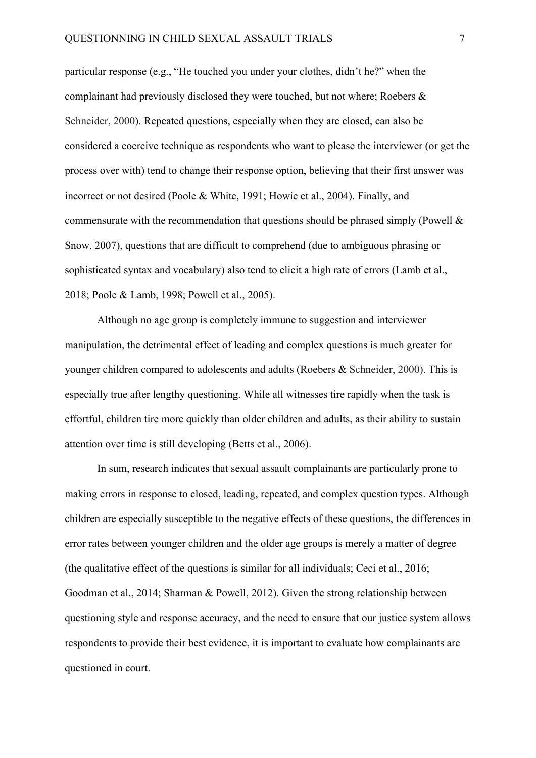particular response (e.g., “He touched you under your clothes, didn’t he?” when the complainant had previously disclosed they were touched, but not where; Roebers & Schneider, 2000). Repeated questions, especially when they are closed, can also be considered a coercive technique as respondents who want to please the interviewer (or get the process over with) tend to change their response option, believing that their first answer was incorrect or not desired (Poole & White, 1991; Howie et al., 2004). Finally, and commensurate with the recommendation that questions should be phrased simply (Powell & Snow, 2007), questions that are difficult to comprehend (due to ambiguous phrasing or sophisticated syntax and vocabulary) also tend to elicit a high rate of errors (Lamb et al., 2018; Poole & Lamb, 1998; Powell et al., 2005).

Although no age group is completely immune to suggestion and interviewer manipulation, the detrimental effect of leading and complex questions is much greater for younger children compared to adolescents and adults (Roebers & Schneider, 2000). This is especially true after lengthy questioning. While all witnesses tire rapidly when the task is effortful, children tire more quickly than older children and adults, as their ability to sustain attention over time is still developing (Betts et al., 2006).

In sum, research indicates that sexual assault complainants are particularly prone to making errors in response to closed, leading, repeated, and complex question types. Although children are especially susceptible to the negative effects of these questions, the differences in error rates between younger children and the older age groups is merely a matter of degree (the qualitative effect of the questions is similar for all individuals; Ceci et al., 2016; Goodman et al., 2014; Sharman & Powell, 2012). Given the strong relationship between questioning style and response accuracy, and the need to ensure that our justice system allows respondents to provide their best evidence, it is important to evaluate how complainants are questioned in court.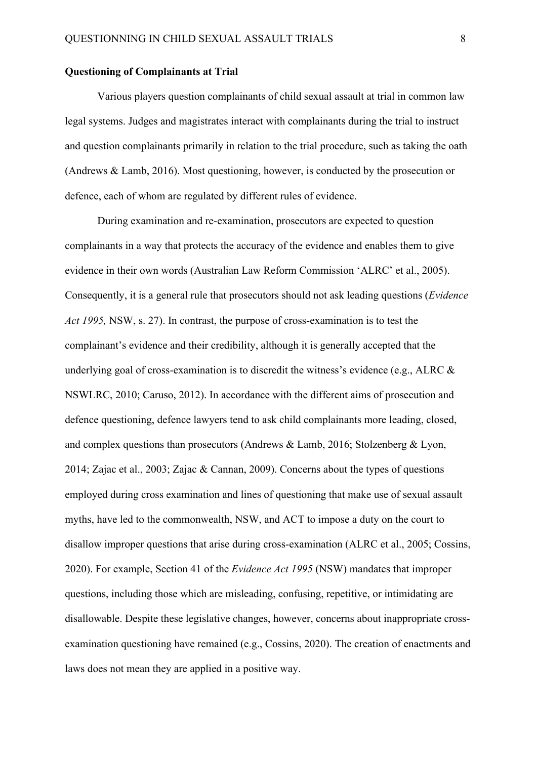**Questioning of Complainants at Trial**

Various players question complainants of child sexual assault at trial in common law legal systems. Judges and magistrates interact with complainants during the trial to instruct and question complainants primarily in relation to the trial procedure, such as taking the oath (Andrews & Lamb, 2016). Most questioning, however, is conducted by the prosecution or defence, each of whom are regulated by different rules of evidence.

During examination and re-examination, prosecutors are expected to question complainants in a way that protects the accuracy of the evidence and enables them to give evidence in their own words (Australian Law Reform Commission 'ALRC' et al., 2005). Consequently, it is a general rule that prosecutors should not ask leading questions (*Evidence Act 1995,* NSW, s. 27). In contrast, the purpose of cross-examination is to test the complainant's evidence and their credibility, although it is generally accepted that the underlying goal of cross-examination is to discredit the witness's evidence (e.g., ALRC & NSWLRC, 2010; Caruso, 2012). In accordance with the different aims of prosecution and defence questioning, defence lawyers tend to ask child complainants more leading, closed, and complex questions than prosecutors (Andrews & Lamb, 2016; Stolzenberg & Lyon, 2014; Zajac et al., 2003; Zajac & Cannan, 2009). Concerns about the types of questions employed during cross examination and lines of questioning that make use of sexual assault myths, have led to the commonwealth, NSW, and ACT to impose a duty on the court to disallow improper questions that arise during cross-examination (ALRC et al., 2005; Cossins, 2020). For example, Section 41 of the *Evidence Act 1995* (NSW) mandates that improper questions, including those which are misleading, confusing, repetitive, or intimidating are disallowable. Despite these legislative changes, however, concerns about inappropriate cross-examination questioning have remained (e.g., Cossins, 2020). The creation of enactments and laws does not mean they are applied in a positive way.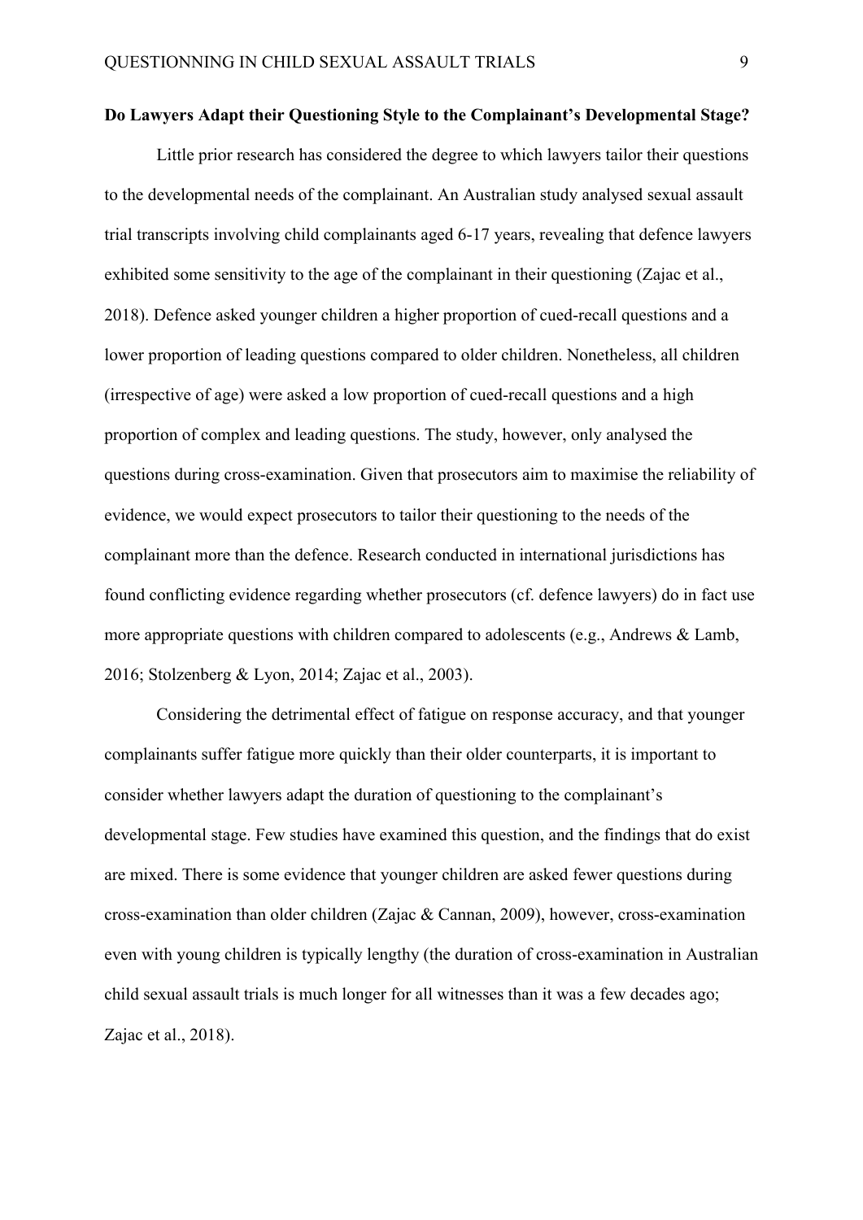**Do Lawyers Adapt their Questioning Style to the Complainant's Developmental Stage?**

Little prior research has considered the degree to which lawyers tailor their questions to the developmental needs of the complainant. An Australian study analysed sexual assault trial transcripts involving child complainants aged 6-17 years, revealing that defence lawyers exhibited some sensitivity to the age of the complainant in their questioning (Zajac et al., 2018). Defence asked younger children a higher proportion of cued-recall questions and a lower proportion of leading questions compared to older children. Nonetheless, all children (irrespective of age) were asked a low proportion of cued-recall questions and a high proportion of complex and leading questions. The study, however, only analysed the questions during cross-examination. Given that prosecutors aim to maximise the reliability of evidence, we would expect prosecutors to tailor their questioning to the needs of the complainant more than the defence. Research conducted in international jurisdictions has found conflicting evidence regarding whether prosecutors (cf. defence lawyers) do in fact use more appropriate questions with children compared to adolescents (e.g., Andrews & Lamb, 2016; Stolzenberg & Lyon, 2014; Zajac et al., 2003).

Considering the detrimental effect of fatigue on response accuracy, and that younger complainants suffer fatigue more quickly than their older counterparts, it is important to consider whether lawyers adapt the duration of questioning to the complainant's developmental stage. Few studies have examined this question, and the findings that do exist are mixed. There is some evidence that younger children are asked fewer questions during cross-examination than older children (Zajac & Cannan, 2009), however, cross-examination even with young children is typically lengthy (the duration of cross-examination in Australian child sexual assault trials is much longer for all witnesses than it was a few decades ago; Zajac et al., 2018).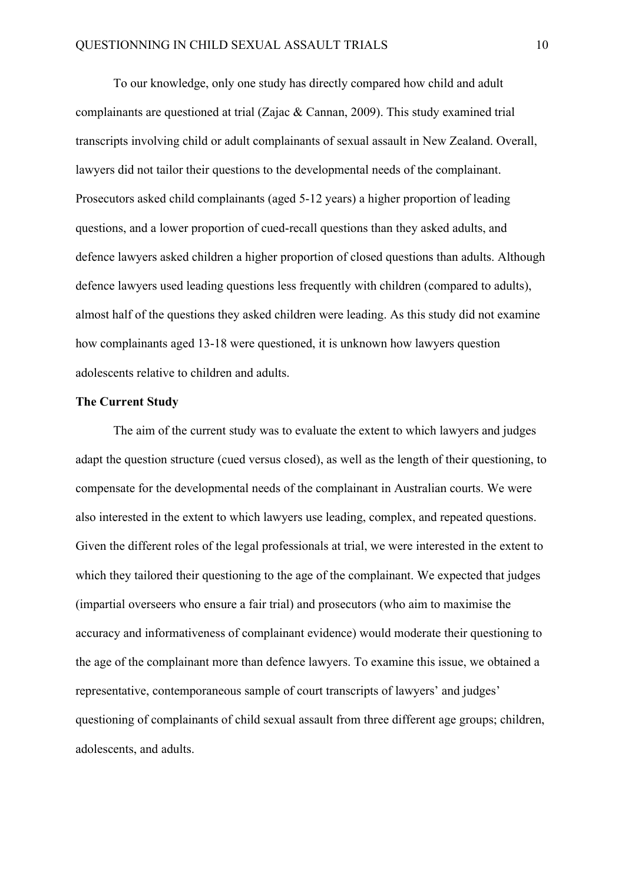To our knowledge, only one study has directly compared how child and adult complainants are questioned at trial (Zajac & Cannan, 2009). This study examined trial transcripts involving child or adult complainants of sexual assault in New Zealand. Overall, lawyers did not tailor their questions to the developmental needs of the complainant. Prosecutors asked child complainants (aged 5-12 years) a higher proportion of leading questions, and a lower proportion of cued-recall questions than they asked adults, and defence lawyers asked children a higher proportion of closed questions than adults. Although defence lawyers used leading questions less frequently with children (compared to adults), almost half of the questions they asked children were leading. As this study did not examine how complainants aged 13-18 were questioned, it is unknown how lawyers question adolescents relative to children and adults.

## The Current Study

The aim of the current study was to evaluate the extent to which lawyers and judges adapt the question structure (cued versus closed), as well as the length of their questioning, to compensate for the developmental needs of the complainant in Australian courts. We were also interested in the extent to which lawyers use leading, complex, and repeated questions. Given the different roles of the legal professionals at trial, we were interested in the extent to which they tailored their questioning to the age of the complainant. We expected that judges (impartial overseers who ensure a fair trial) and prosecutors (who aim to maximise the accuracy and informativeness of complainant evidence) would moderate their questioning to the age of the complainant more than defence lawyers. To examine this issue, we obtained a representative, contemporaneous sample of court transcripts of lawyers' and judges' questioning of complainants of child sexual assault from three different age groups; children, adolescents, and adults.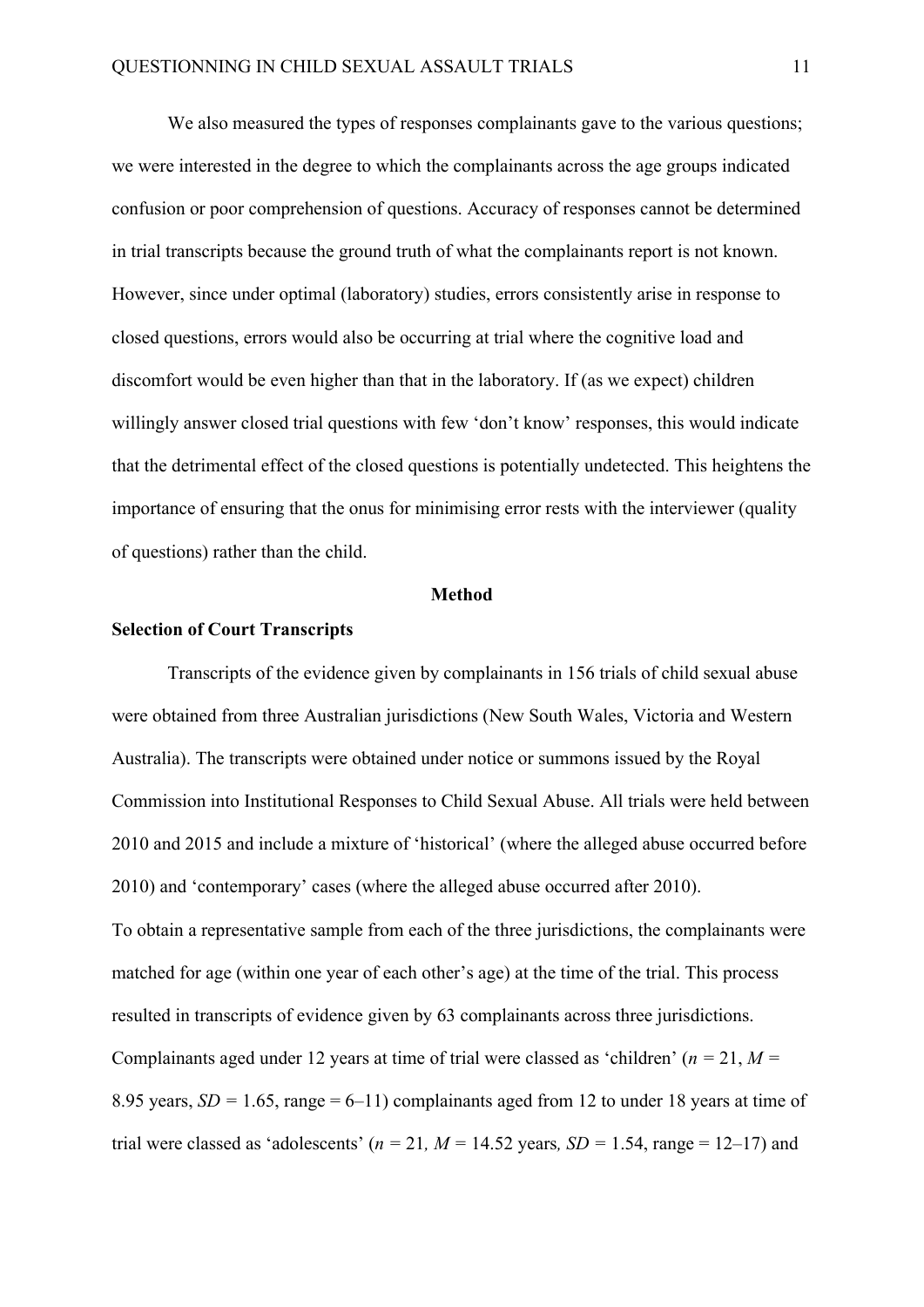We also measured the types of responses complainants gave to the various questions; we were interested in the degree to which the complainants across the age groups indicated confusion or poor comprehension of questions. Accuracy of responses cannot be determined in trial transcripts because the ground truth of what the complainants report is not known. However, since under optimal (laboratory) studies, errors consistently arise in response to closed questions, errors would also be occurring at trial where the cognitive load and discomfort would be even higher than that in the laboratory. If (as we expect) children willingly answer closed trial questions with few 'don't know' responses, this would indicate that the detrimental effect of the closed questions is potentially undetected. This heightens the importance of ensuring that the onus for minimising error rests with the interviewer (quality of questions) rather than the child.

## Method

### Selection of Court Transcripts

Transcripts of the evidence given by complainants in 156 trials of child sexual abuse were obtained from three Australian jurisdictions (New South Wales, Victoria and Western Australia). The transcripts were obtained under notice or summons issued by the Royal Commission into Institutional Responses to Child Sexual Abuse. All trials were held between 2010 and 2015 and include a mixture of 'historical' (where the alleged abuse occurred before 2010) and 'contemporary' cases (where the alleged abuse occurred after 2010).

To obtain a representative sample from each of the three jurisdictions, the complainants were matched for age (within one year of each other's age) at the time of the trial. This process resulted in transcripts of evidence given by 63 complainants across three jurisdictions. Complainants aged under 12 years at time of trial were classed as 'children' ($n$ = 21, $M$ = 8.95 years, $SD$ = 1.65, range = 6–11) complainants aged from 12 to under 18 years at time of trial were classed as 'adolescents' ($n$ = 21, $M$ = 14.52 years, $SD$ = 1.54, range = 12–17) and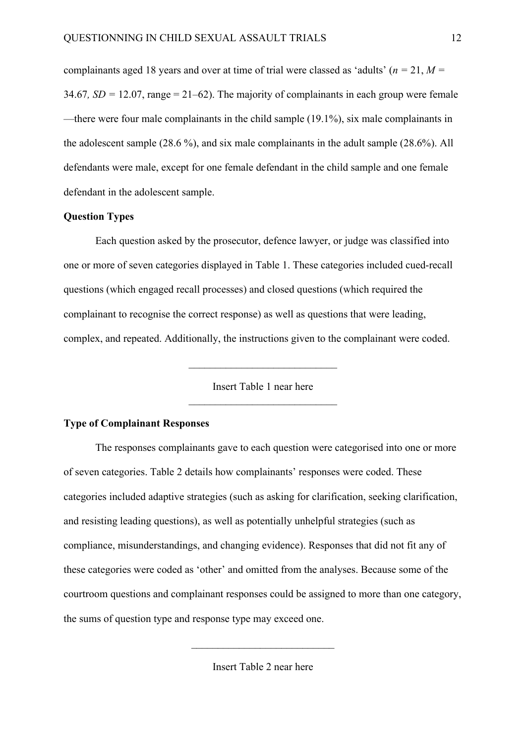complainants aged 18 years and over at time of trial were classed as 'adults' ($n$ = 21, $M$ = 34.67, $SD$ = 12.07, range = 21–62). The majority of complainants in each group were female—there were four male complainants in the child sample (19.1%), six male complainants in the adolescent sample (28.6 %), and six male complainants in the adult sample (28.6%). All defendants were male, except for one female defendant in the child sample and one female defendant in the adolescent sample.

**Question Types**

Each question asked by the prosecutor, defence lawyer, or judge was classified into one or more of seven categories displayed in Table 1. These categories included cued-recall questions (which engaged recall processes) and closed questions (which required the complainant to recognise the correct response) as well as questions that were leading, complex, and repeated. Additionally, the instructions given to the complainant were coded.

---

Insert Table 1 near here

---

**Type of Complainant Responses**

The responses complainants gave to each question were categorised into one or more of seven categories. Table 2 details how complainants' responses were coded. These categories included adaptive strategies (such as asking for clarification, seeking clarification, and resisting leading questions), as well as potentially unhelpful strategies (such as compliance, misunderstandings, and changing evidence). Responses that did not fit any of these categories were coded as 'other' and omitted from the analyses. Because some of the courtroom questions and complainant responses could be assigned to more than one category, the sums of question type and response type may exceed one.

---

Insert Table 2 near here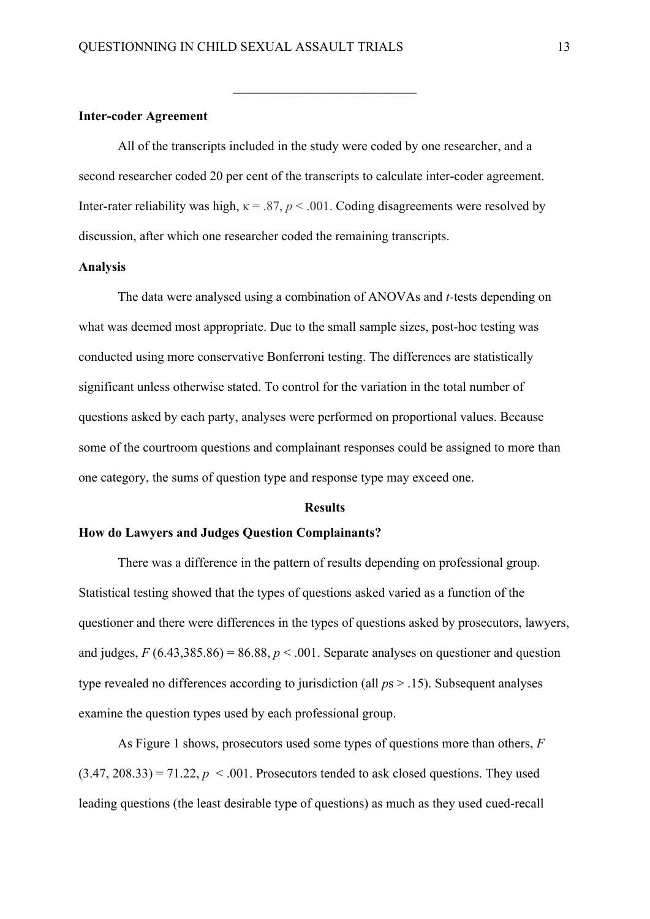---

**Inter-coder Agreement**

All of the transcripts included in the study were coded by one researcher, and a second researcher coded 20 per cent of the transcripts to calculate inter-coder agreement. Inter-rater reliability was high, $\kappa = .87$, $p < .001$. Coding disagreements were resolved by discussion, after which one researcher coded the remaining transcripts.

**Analysis**

The data were analysed using a combination of ANOVAs and *t*-tests depending on what was deemed most appropriate. Due to the small sample sizes, post-hoc testing was conducted using more conservative Bonferroni testing. The differences are statistically significant unless otherwise stated. To control for the variation in the total number of questions asked by each party, analyses were performed on proportional values. Because some of the courtroom questions and complainant responses could be assigned to more than one category, the sums of question type and response type may exceed one.

## Results

**How do Lawyers and Judges Question Complainants?**

There was a difference in the pattern of results depending on professional group. Statistical testing showed that the types of questions asked varied as a function of the questioner and there were differences in the types of questions asked by prosecutors, lawyers, and judges, $F(6.43, 385.86) = 86.88$, $p < .001$. Separate analyses on questioner and question type revealed no differences according to jurisdiction (all *p*s > .15). Subsequent analyses examine the question types used by each professional group.

As Figure 1 shows, prosecutors used some types of questions more than others, $F(3.47, 208.33) = 71.22$, $p < .001$. Prosecutors tended to ask closed questions. They used leading questions (the least desirable type of questions) as much as they used cued-recall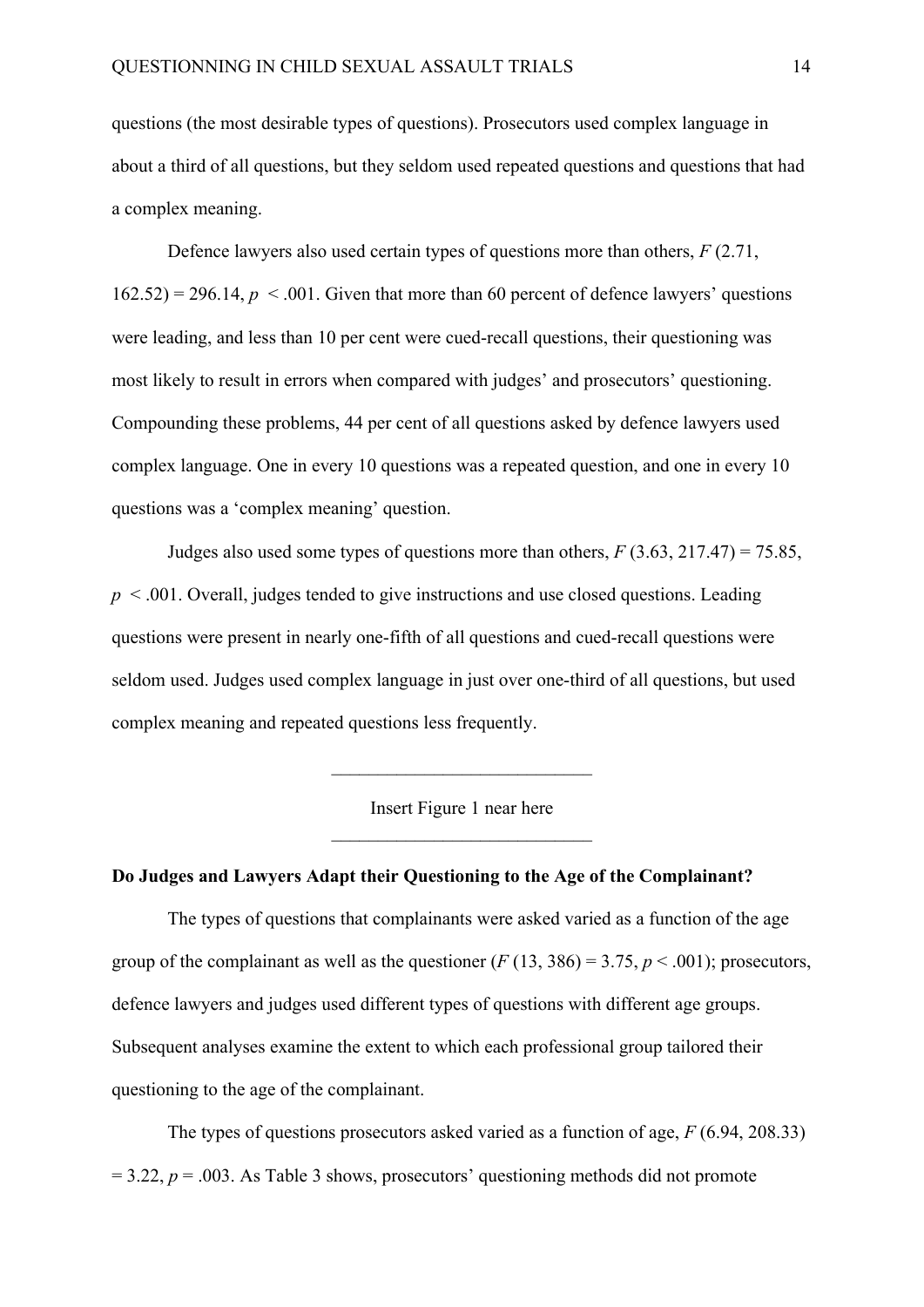questions (the most desirable types of questions). Prosecutors used complex language in about a third of all questions, but they seldom used repeated questions and questions that had a complex meaning.

Defence lawyers also used certain types of questions more than others, $F$ (2.71, 162.52) = 296.14, $p < .001$. Given that more than 60 percent of defence lawyers' questions were leading, and less than 10 per cent were cued-recall questions, their questioning was most likely to result in errors when compared with judges' and prosecutors' questioning. Compounding these problems, 44 per cent of all questions asked by defence lawyers used complex language. One in every 10 questions was a repeated question, and one in every 10 questions was a 'complex meaning' question.

Judges also used some types of questions more than others, $F$ (3.63, 217.47) = 75.85, $p < .001$. Overall, judges tended to give instructions and use closed questions. Leading questions were present in nearly one-fifth of all questions and cued-recall questions were seldom used. Judges used complex language in just over one-third of all questions, but used complex meaning and repeated questions less frequently.

Insert Figure 1 near here

**Do Judges and Lawyers Adapt their Questioning to the Age of the Complainant?**

The types of questions that complainants were asked varied as a function of the age group of the complainant as well as the questioner ($F$ (13, 386) = 3.75, $p < .001$); prosecutors, defence lawyers and judges used different types of questions with different age groups. Subsequent analyses examine the extent to which each professional group tailored their questioning to the age of the complainant.

The types of questions prosecutors asked varied as a function of age, $F$ (6.94, 208.33) = 3.22, $p = .003$. As Table 3 shows, prosecutors' questioning methods did not promote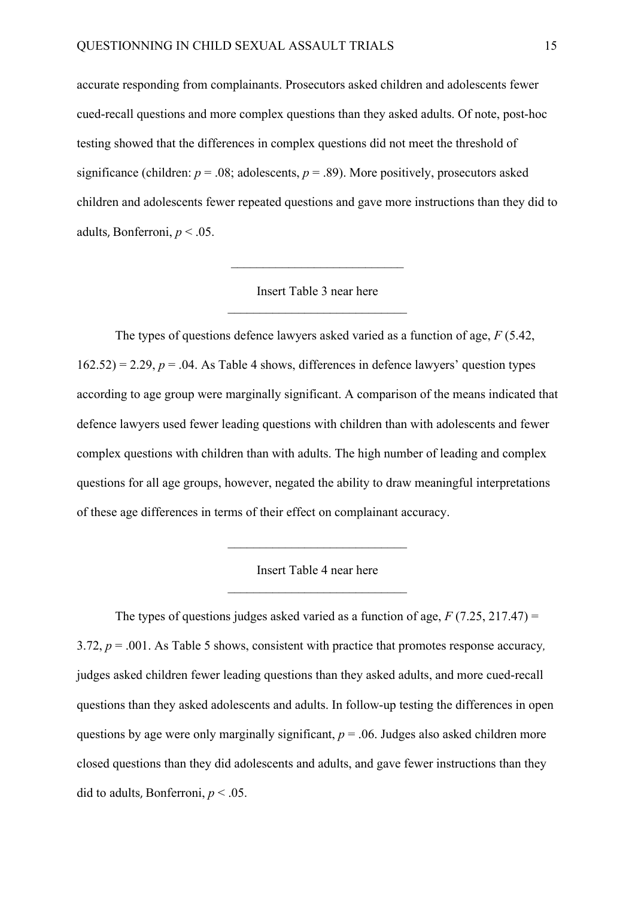accurate responding from complainants. Prosecutors asked children and adolescents fewer cued-recall questions and more complex questions than they asked adults. Of note, post-hoc testing showed that the differences in complex questions did not meet the threshold of significance (children: $p = .08$; adolescents, $p = .89$). More positively, prosecutors asked children and adolescents fewer repeated questions and gave more instructions than they did to adults, Bonferroni, $p < .05$.

\_\_\_\_\_\_\_\_\_\_\_\_\_\_\_\_\_\_\_\_\_\_\_\_\_\_\_\_

Insert Table 3 near here

\_\_\_\_\_\_\_\_\_\_\_\_\_\_\_\_\_\_\_\_\_\_\_\_\_\_\_\_

The types of questions defence lawyers asked varied as a function of age, $F$ (5.42, 162.52) = 2.29, $p = .04$. As Table 4 shows, differences in defence lawyers' question types according to age group were marginally significant. A comparison of the means indicated that defence lawyers used fewer leading questions with children than with adolescents and fewer complex questions with children than with adults. The high number of leading and complex questions for all age groups, however, negated the ability to draw meaningful interpretations of these age differences in terms of their effect on complainant accuracy.

\_\_\_\_\_\_\_\_\_\_\_\_\_\_\_\_\_\_\_\_\_\_\_\_\_\_\_\_

Insert Table 4 near here

\_\_\_\_\_\_\_\_\_\_\_\_\_\_\_\_\_\_\_\_\_\_\_\_\_\_\_\_

The types of questions judges asked varied as a function of age, $F$ (7.25, 217.47) = 3.72, $p = .001$. As Table 5 shows, consistent with practice that promotes response accuracy, judges asked children fewer leading questions than they asked adults, and more cued-recall questions than they asked adolescents and adults. In follow-up testing the differences in open questions by age were only marginally significant, $p = .06$. Judges also asked children more closed questions than they did adolescents and adults, and gave fewer instructions than they did to adults, Bonferroni, $p < .05$.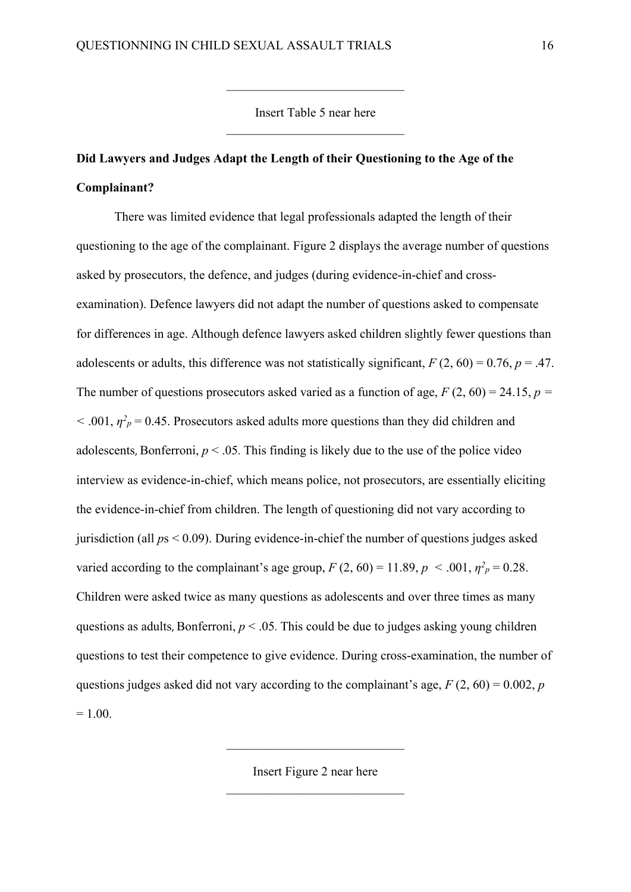Insert Table 5 near here

**Did Lawyers and Judges Adapt the Length of their Questioning to the Age of the Complainant?**

There was limited evidence that legal professionals adapted the length of their questioning to the age of the complainant. Figure 2 displays the average number of questions asked by prosecutors, the defence, and judges (during evidence-in-chief and cross-examination). Defence lawyers did not adapt the number of questions asked to compensate for differences in age. Although defence lawyers asked children slightly fewer questions than adolescents or adults, this difference was not statistically significant, $F$ (2, 60) = 0.76, $p$ = .47. The number of questions prosecutors asked varied as a function of age, $F$ (2, 60) = 24.15, $p$ = < .001, $\eta^2_p$ = 0.45. Prosecutors asked adults more questions than they did children and adolescents, Bonferroni, $p$ < .05. This finding is likely due to the use of the police video interview as evidence-in-chief, which means police, not prosecutors, are essentially eliciting the evidence-in-chief from children. The length of questioning did not vary according to jurisdiction (all $p$s < 0.09). During evidence-in-chief the number of questions judges asked varied according to the complainant's age group, $F$ (2, 60) = 11.89, $p$ < .001, $\eta^2_p$ = 0.28. Children were asked twice as many questions as adolescents and over three times as many questions as adults, Bonferroni, $p$ < .05. This could be due to judges asking young children questions to test their competence to give evidence. During cross-examination, the number of questions judges asked did not vary according to the complainant's age, $F$ (2, 60) = 0.002, $p$ = 1.00.

Insert Figure 2 near here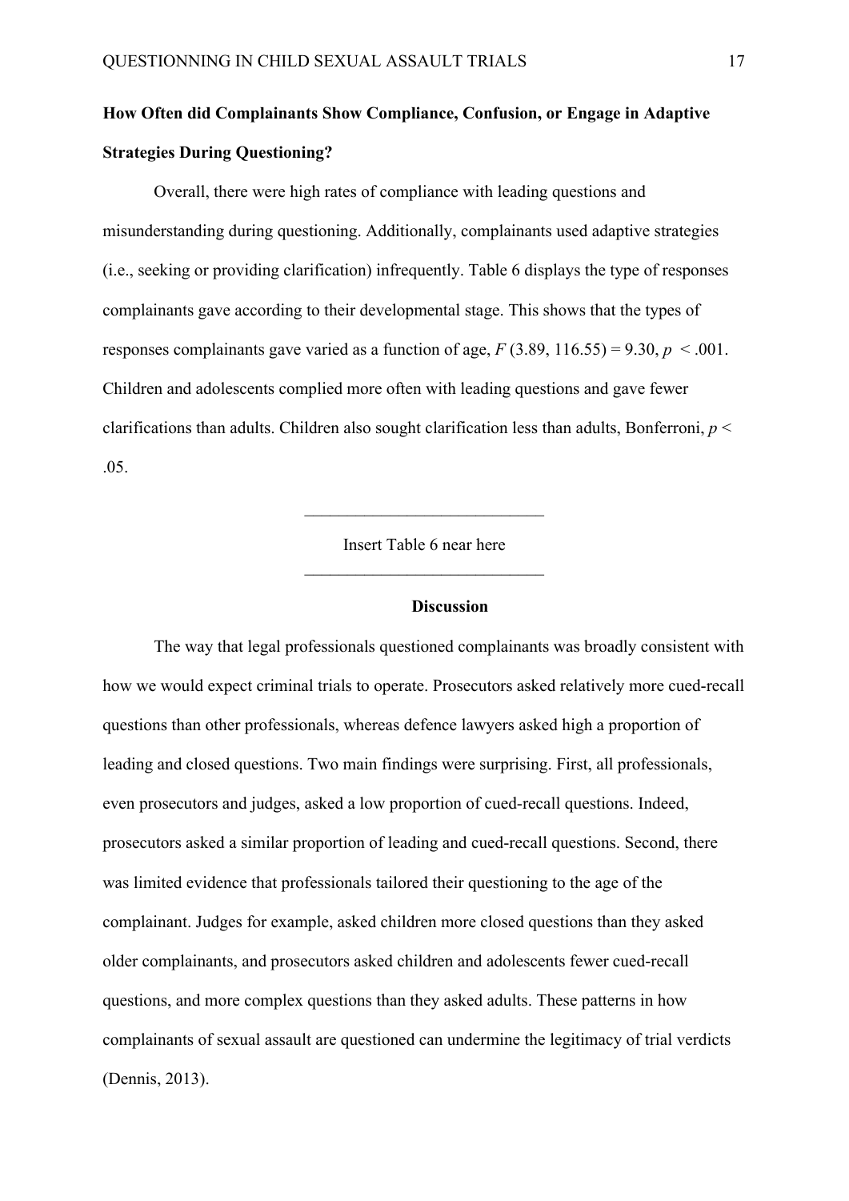**How Often did Complainants Show Compliance, Confusion, or Engage in Adaptive Strategies During Questioning?**

Overall, there were high rates of compliance with leading questions and misunderstanding during questioning. Additionally, complainants used adaptive strategies (i.e., seeking or providing clarification) infrequently. Table 6 displays the type of responses complainants gave according to their developmental stage. This shows that the types of responses complainants gave varied as a function of age, $F$ (3.89, 116.55) = 9.30, $p$ < .001. Children and adolescents complied more often with leading questions and gave fewer clarifications than adults. Children also sought clarification less than adults, Bonferroni, $p$ < .05.

---

Insert Table 6 near here

---

## Discussion

The way that legal professionals questioned complainants was broadly consistent with how we would expect criminal trials to operate. Prosecutors asked relatively more cued-recall questions than other professionals, whereas defence lawyers asked high a proportion of leading and closed questions. Two main findings were surprising. First, all professionals, even prosecutors and judges, asked a low proportion of cued-recall questions. Indeed, prosecutors asked a similar proportion of leading and cued-recall questions. Second, there was limited evidence that professionals tailored their questioning to the age of the complainant. Judges for example, asked children more closed questions than they asked older complainants, and prosecutors asked children and adolescents fewer cued-recall questions, and more complex questions than they asked adults. These patterns in how complainants of sexual assault are questioned can undermine the legitimacy of trial verdicts (Dennis, 2013).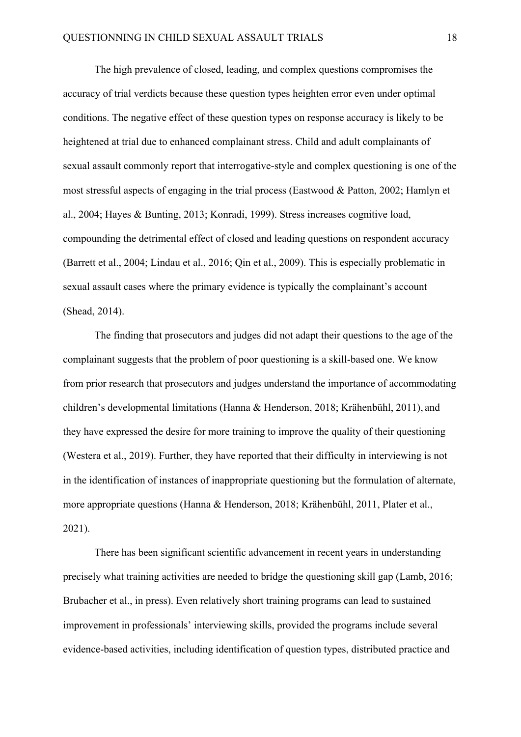The high prevalence of closed, leading, and complex questions compromises the accuracy of trial verdicts because these question types heighten error even under optimal conditions. The negative effect of these question types on response accuracy is likely to be heightened at trial due to enhanced complainant stress. Child and adult complainants of sexual assault commonly report that interrogative-style and complex questioning is one of the most stressful aspects of engaging in the trial process (Eastwood & Patton, 2002; Hamlyn et al., 2004; Hayes & Bunting, 2013; Konradi, 1999). Stress increases cognitive load, compounding the detrimental effect of closed and leading questions on respondent accuracy (Barrett et al., 2004; Lindau et al., 2016; Qin et al., 2009). This is especially problematic in sexual assault cases where the primary evidence is typically the complainant's account (Shead, 2014).

The finding that prosecutors and judges did not adapt their questions to the age of the complainant suggests that the problem of poor questioning is a skill-based one. We know from prior research that prosecutors and judges understand the importance of accommodating children's developmental limitations (Hanna & Henderson, 2018; Krähenbühl, 2011), and they have expressed the desire for more training to improve the quality of their questioning (Westera et al., 2019). Further, they have reported that their difficulty in interviewing is not in the identification of instances of inappropriate questioning but the formulation of alternate, more appropriate questions (Hanna & Henderson, 2018; Krähenbühl, 2011, Plater et al., 2021).

There has been significant scientific advancement in recent years in understanding precisely what training activities are needed to bridge the questioning skill gap (Lamb, 2016; Brubacher et al., in press). Even relatively short training programs can lead to sustained improvement in professionals' interviewing skills, provided the programs include several evidence-based activities, including identification of question types, distributed practice and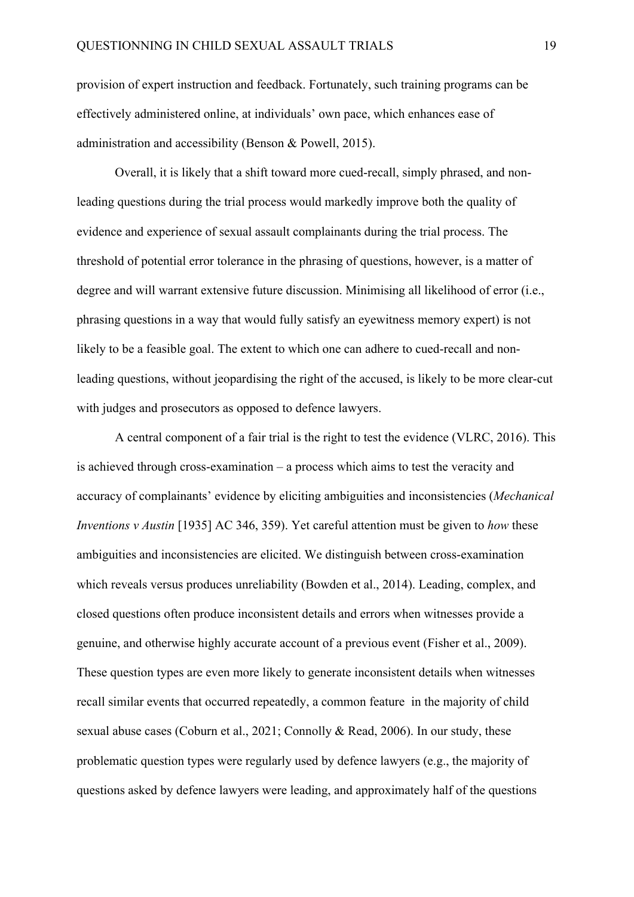provision of expert instruction and feedback. Fortunately, such training programs can be effectively administered online, at individuals' own pace, which enhances ease of administration and accessibility (Benson & Powell, 2015).

Overall, it is likely that a shift toward more cued-recall, simply phrased, and non-leading questions during the trial process would markedly improve both the quality of evidence and experience of sexual assault complainants during the trial process. The threshold of potential error tolerance in the phrasing of questions, however, is a matter of degree and will warrant extensive future discussion. Minimising all likelihood of error (i.e., phrasing questions in a way that would fully satisfy an eyewitness memory expert) is not likely to be a feasible goal. The extent to which one can adhere to cued-recall and non-leading questions, without jeopardising the right of the accused, is likely to be more clear-cut with judges and prosecutors as opposed to defence lawyers.

A central component of a fair trial is the right to test the evidence (VLRC, 2016). This is achieved through cross-examination – a process which aims to test the veracity and accuracy of complainants' evidence by eliciting ambiguities and inconsistencies (*Mechanical Inventions v Austin* [1935] AC 346, 359). Yet careful attention must be given to *how* these ambiguities and inconsistencies are elicited. We distinguish between cross-examination which reveals versus produces unreliability (Bowden et al., 2014). Leading, complex, and closed questions often produce inconsistent details and errors when witnesses provide a genuine, and otherwise highly accurate account of a previous event (Fisher et al., 2009). These question types are even more likely to generate inconsistent details when witnesses recall similar events that occurred repeatedly, a common feature in the majority of child sexual abuse cases (Coburn et al., 2021; Connolly & Read, 2006). In our study, these problematic question types were regularly used by defence lawyers (e.g., the majority of questions asked by defence lawyers were leading, and approximately half of the questions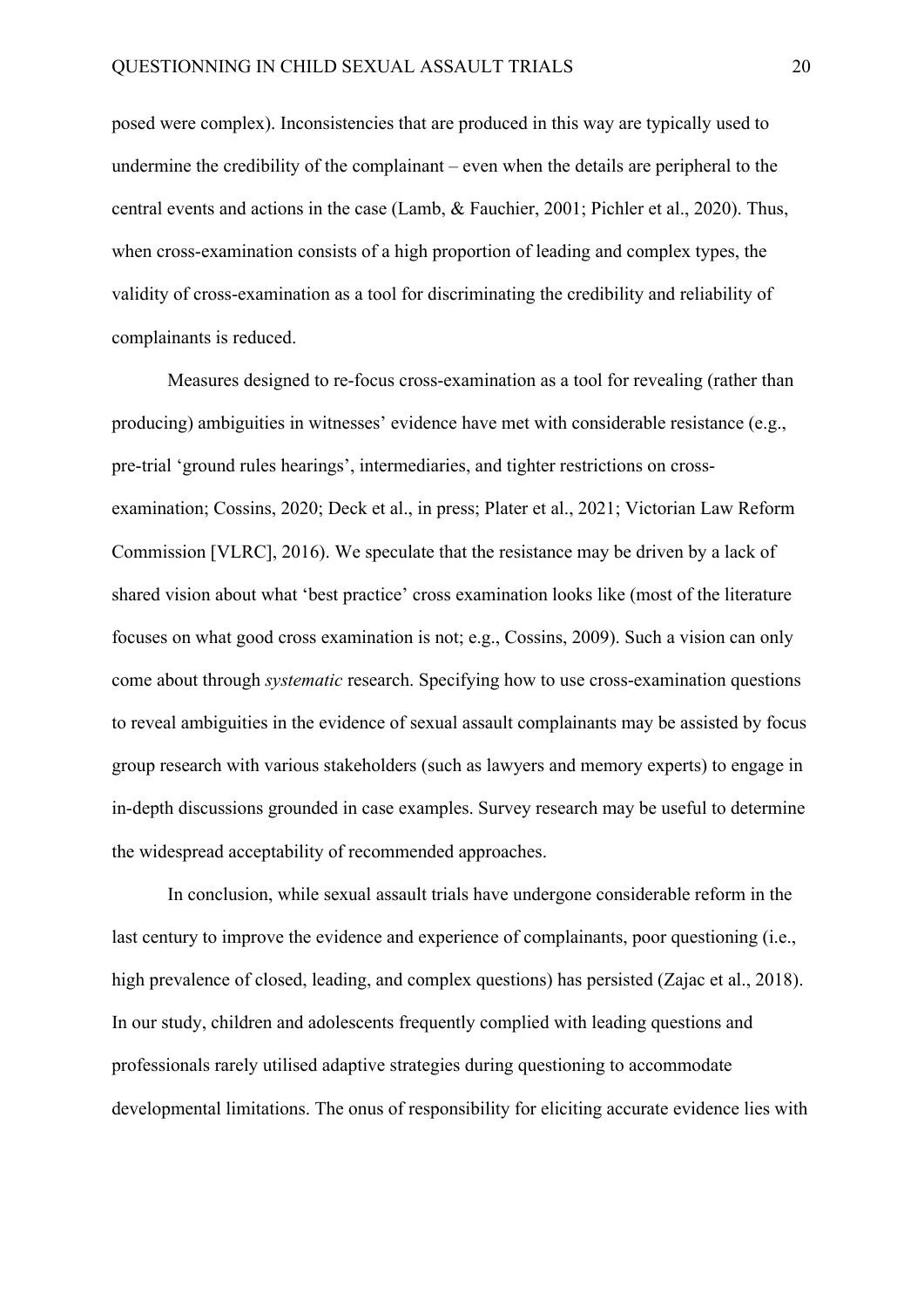posed were complex). Inconsistencies that are produced in this way are typically used to undermine the credibility of the complainant – even when the details are peripheral to the central events and actions in the case (Lamb, & Fauchier, 2001; Pichler et al., 2020). Thus, when cross-examination consists of a high proportion of leading and complex types, the validity of cross-examination as a tool for discriminating the credibility and reliability of complainants is reduced.

Measures designed to re-focus cross-examination as a tool for revealing (rather than producing) ambiguities in witnesses' evidence have met with considerable resistance (e.g., pre-trial 'ground rules hearings', intermediaries, and tighter restrictions on cross-examination; Cossins, 2020; Deck et al., in press; Plater et al., 2021; Victorian Law Reform Commission [VLRC], 2016). We speculate that the resistance may be driven by a lack of shared vision about what 'best practice' cross examination looks like (most of the literature focuses on what good cross examination is not; e.g., Cossins, 2009). Such a vision can only come about through *systematic* research. Specifying how to use cross-examination questions to reveal ambiguities in the evidence of sexual assault complainants may be assisted by focus group research with various stakeholders (such as lawyers and memory experts) to engage in in-depth discussions grounded in case examples. Survey research may be useful to determine the widespread acceptability of recommended approaches.

In conclusion, while sexual assault trials have undergone considerable reform in the last century to improve the evidence and experience of complainants, poor questioning (i.e., high prevalence of closed, leading, and complex questions) has persisted (Zajac et al., 2018). In our study, children and adolescents frequently complied with leading questions and professionals rarely utilised adaptive strategies during questioning to accommodate developmental limitations. The onus of responsibility for eliciting accurate evidence lies with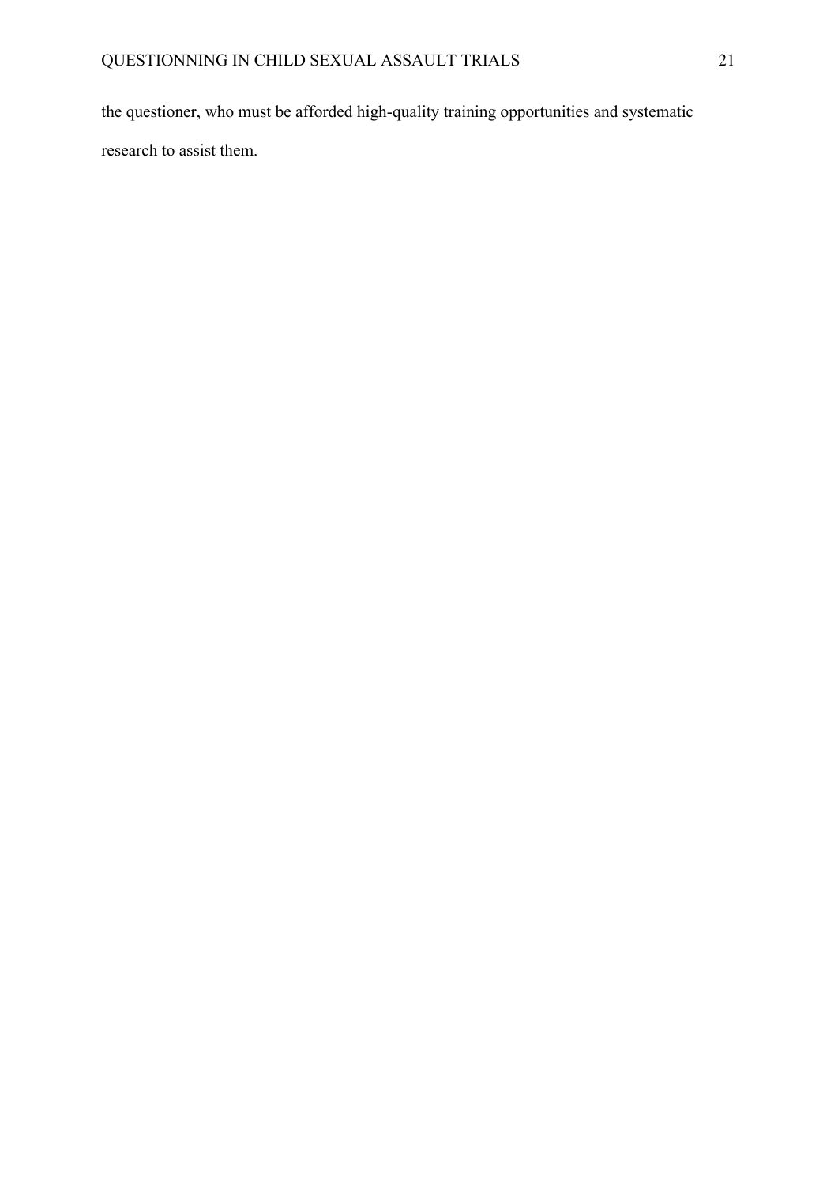the questioner, who must be afforded high-quality training opportunities and systematic research to assist them.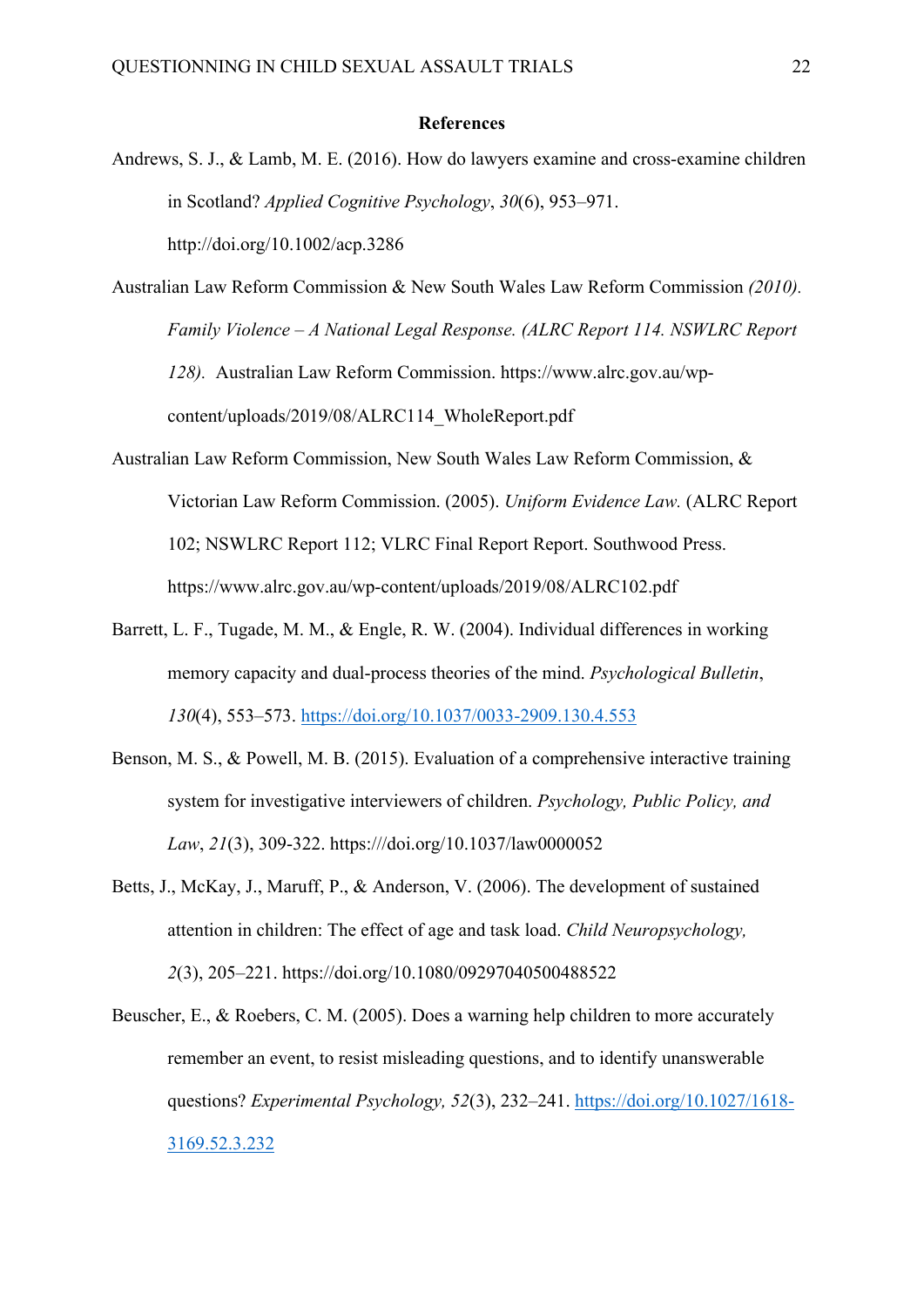**References**

Andrews, S. J., & Lamb, M. E. (2016). How do lawyers examine and cross-examine children in Scotland? *Applied Cognitive Psychology*, *30*(6), 953–971. http://doi.org/10.1002/acp.3286

Australian Law Reform Commission & New South Wales Law Reform Commission *(2010). Family Violence – A National Legal Response. (ALRC Report 114. NSWLRC Report 128).* Australian Law Reform Commission. https://www.alrc.gov.au/wp-content/uploads/2019/08/ALRC114_WholeReport.pdf

Australian Law Reform Commission, New South Wales Law Reform Commission, & Victorian Law Reform Commission. (2005). *Uniform Evidence Law.* (ALRC Report 102; NSWLRC Report 112; VLRC Final Report Report. Southwood Press. https://www.alrc.gov.au/wp-content/uploads/2019/08/ALRC102.pdf

Barrett, L. F., Tugade, M. M., & Engle, R. W. (2004). Individual differences in working memory capacity and dual-process theories of the mind. *Psychological Bulletin*, *130*(4), 553–573. https://doi.org/10.1037/0033-2909.130.4.553

Benson, M. S., & Powell, M. B. (2015). Evaluation of a comprehensive interactive training system for investigative interviewers of children. *Psychology, Public Policy, and Law*, *21*(3), 309-322. https:///doi.org/10.1037/law0000052

Betts, J., McKay, J., Maruff, P., & Anderson, V. (2006). The development of sustained attention in children: The effect of age and task load. *Child Neuropsychology, 2*(3), 205–221. https://doi.org/10.1080/09297040500488522

Beuscher, E., & Roebers, C. M. (2005). Does a warning help children to more accurately remember an event, to resist misleading questions, and to identify unanswerable questions? *Experimental Psychology, 52*(3), 232–241. https://doi.org/10.1027/1618-3169.52.3.232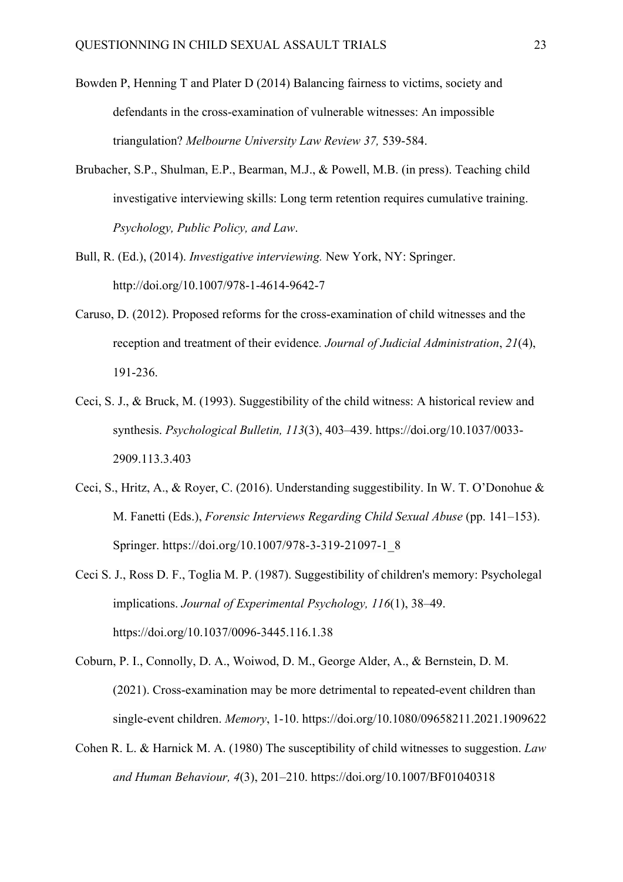Bowden P, Henning T and Plater D (2014) Balancing fairness to victims, society and defendants in the cross-examination of vulnerable witnesses: An impossible triangulation? *Melbourne University Law Review 37,* 539-584.

Brubacher, S.P., Shulman, E.P., Bearman, M.J., & Powell, M.B. (in press). Teaching child investigative interviewing skills: Long term retention requires cumulative training. *Psychology, Public Policy, and Law*.

Bull, R. (Ed.), (2014). *Investigative interviewing.* New York, NY: Springer. http://doi.org/10.1007/978-1-4614-9642-7

Caruso, D. (2012). Proposed reforms for the cross-examination of child witnesses and the reception and treatment of their evidence*. Journal of Judicial Administration*, *21*(4), 191-236.

Ceci, S. J., & Bruck, M. (1993). Suggestibility of the child witness: A historical review and synthesis. *Psychological Bulletin, 113*(3), 403–439. https://doi.org/10.1037/0033-2909.113.3.403

Ceci, S., Hritz, A., & Royer, C. (2016). Understanding suggestibility. In W. T. O'Donohue & M. Fanetti (Eds.), *Forensic Interviews Regarding Child Sexual Abuse* (pp. 141–153). Springer. https://doi.org/10.1007/978-3-319-21097-1_8

Ceci S. J., Ross D. F., Toglia M. P. (1987). Suggestibility of children's memory: Psycholegal implications. *Journal of Experimental Psychology, 116*(1), 38–49. https://doi.org/10.1037/0096-3445.116.1.38

Coburn, P. I., Connolly, D. A., Woiwod, D. M., George Alder, A., & Bernstein, D. M. (2021). Cross-examination may be more detrimental to repeated-event children than single-event children. *Memory*, 1-10. https://doi.org/10.1080/09658211.2021.1909622

Cohen R. L. & Harnick M. A. (1980) The susceptibility of child witnesses to suggestion. *Law and Human Behaviour, 4*(3), 201–210. https://doi.org/10.1007/BF01040318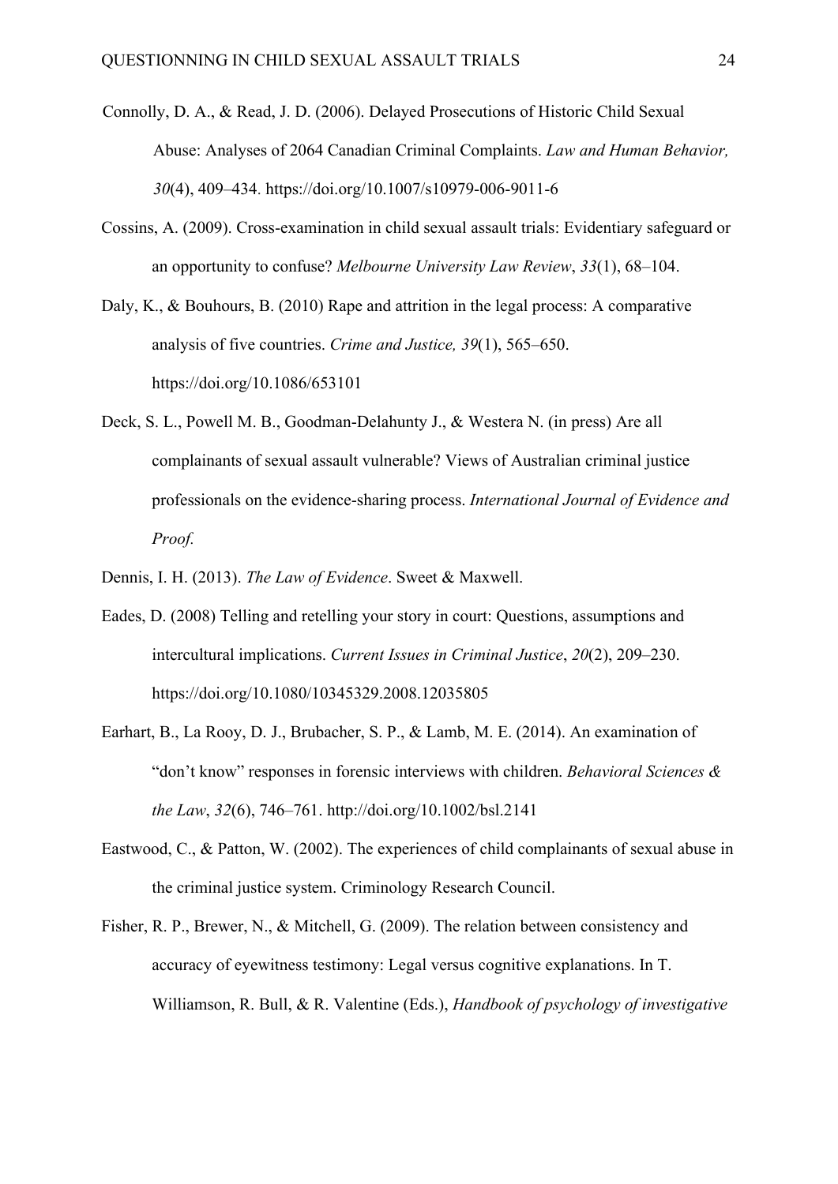Connolly, D. A., & Read, J. D. (2006). Delayed Prosecutions of Historic Child Sexual Abuse: Analyses of 2064 Canadian Criminal Complaints. *Law and Human Behavior, 30*(4), 409–434. https://doi.org/10.1007/s10979-006-9011-6

Cossins, A. (2009). Cross-examination in child sexual assault trials: Evidentiary safeguard or an opportunity to confuse? *Melbourne University Law Review*, *33*(1), 68–104.

Daly, K., & Bouhours, B. (2010) Rape and attrition in the legal process: A comparative analysis of five countries. *Crime and Justice, 39*(1), 565–650. https://doi.org/10.1086/653101

Deck, S. L., Powell M. B., Goodman-Delahunty J., & Westera N. (in press) Are all complainants of sexual assault vulnerable? Views of Australian criminal justice professionals on the evidence-sharing process. *International Journal of Evidence and Proof.*

Dennis, I. H. (2013). *The Law of Evidence*. Sweet & Maxwell.

Eades, D. (2008) Telling and retelling your story in court: Questions, assumptions and intercultural implications. *Current Issues in Criminal Justice*, *20*(2), 209–230. https://doi.org/10.1080/10345329.2008.12035805

Earhart, B., La Rooy, D. J., Brubacher, S. P., & Lamb, M. E. (2014). An examination of "don't know" responses in forensic interviews with children. *Behavioral Sciences & the Law*, *32*(6), 746–761. http://doi.org/10.1002/bsl.2141

Eastwood, C., & Patton, W. (2002). The experiences of child complainants of sexual abuse in the criminal justice system. Criminology Research Council.

Fisher, R. P., Brewer, N., & Mitchell, G. (2009). The relation between consistency and accuracy of eyewitness testimony: Legal versus cognitive explanations. In T. Williamson, R. Bull, & R. Valentine (Eds.), *Handbook of psychology of investigative*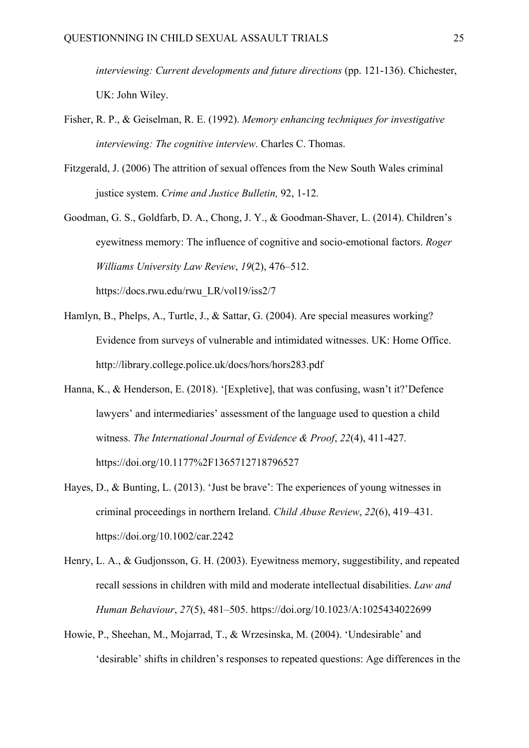*interviewing: Current developments and future directions* (pp. 121-136). Chichester, UK: John Wiley.

Fisher, R. P., & Geiselman, R. E. (1992). *Memory enhancing techniques for investigative interviewing: The cognitive interview*. Charles C. Thomas.

Fitzgerald, J. (2006) The attrition of sexual offences from the New South Wales criminal justice system. *Crime and Justice Bulletin,* 92, 1-12.

Goodman, G. S., Goldfarb, D. A., Chong, J. Y., & Goodman-Shaver, L. (2014). Children's eyewitness memory: The influence of cognitive and socio-emotional factors. *Roger Williams University Law Review*, *19*(2), 476–512. https://docs.rwu.edu/rwu_LR/vol19/iss2/7

Hamlyn, B., Phelps, A., Turtle, J., & Sattar, G. (2004). Are special measures working? Evidence from surveys of vulnerable and intimidated witnesses. UK: Home Office. http://library.college.police.uk/docs/hors/hors283.pdf

Hanna, K., & Henderson, E. (2018). '[Expletive], that was confusing, wasn't it?'Defence lawyers' and intermediaries' assessment of the language used to question a child witness. *The International Journal of Evidence & Proof*, *22*(4), 411-427. https://doi.org/10.1177%2F1365712718796527

Hayes, D., & Bunting, L. (2013). 'Just be brave': The experiences of young witnesses in criminal proceedings in northern Ireland. *Child Abuse Review*, *22*(6), 419–431. https://doi.org/10.1002/car.2242

Henry, L. A., & Gudjonsson, G. H. (2003). Eyewitness memory, suggestibility, and repeated recall sessions in children with mild and moderate intellectual disabilities. *Law and Human Behaviour*, *27*(5), 481–505. https://doi.org/10.1023/A:1025434022699

Howie, P., Sheehan, M., Mojarrad, T., & Wrzesinska, M. (2004). 'Undesirable' and 'desirable' shifts in children's responses to repeated questions: Age differences in the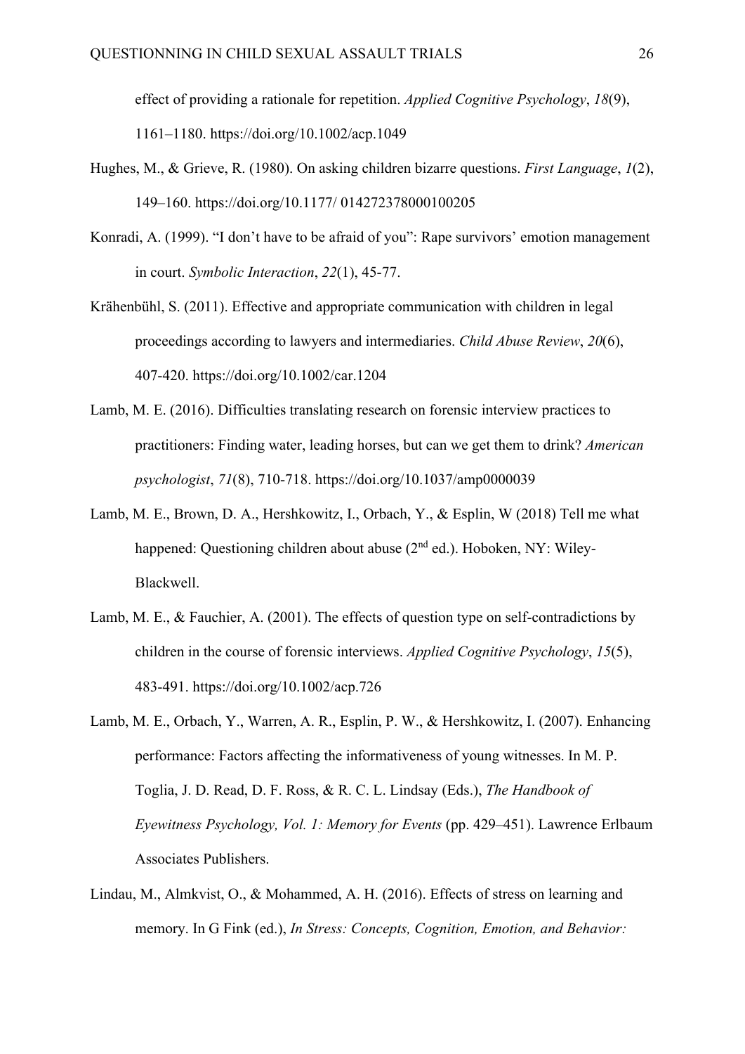effect of providing a rationale for repetition. *Applied Cognitive Psychology*, *18*(9), 1161–1180. https://doi.org/10.1002/acp.1049

Hughes, M., & Grieve, R. (1980). On asking children bizarre questions. *First Language*, *1*(2), 149–160. https://doi.org/10.1177/ 014272378000100205

Konradi, A. (1999). "I don't have to be afraid of you": Rape survivors' emotion management in court. *Symbolic Interaction*, *22*(1), 45-77.

Krähenbühl, S. (2011). Effective and appropriate communication with children in legal proceedings according to lawyers and intermediaries. *Child Abuse Review*, *20*(6), 407-420. https://doi.org/10.1002/car.1204

Lamb, M. E. (2016). Difficulties translating research on forensic interview practices to practitioners: Finding water, leading horses, but can we get them to drink? *American psychologist*, *71*(8), 710-718. https://doi.org/10.1037/amp0000039

Lamb, M. E., Brown, D. A., Hershkowitz, I., Orbach, Y., & Esplin, W (2018) Tell me what happened: Questioning children about abuse (2nd ed.). Hoboken, NY: Wiley-Blackwell.

Lamb, M. E., & Fauchier, A. (2001). The effects of question type on self-contradictions by children in the course of forensic interviews. *Applied Cognitive Psychology*, *15*(5), 483-491. https://doi.org/10.1002/acp.726

Lamb, M. E., Orbach, Y., Warren, A. R., Esplin, P. W., & Hershkowitz, I. (2007). Enhancing performance: Factors affecting the informativeness of young witnesses. In M. P. Toglia, J. D. Read, D. F. Ross, & R. C. L. Lindsay (Eds.), *The Handbook of Eyewitness Psychology, Vol. 1: Memory for Events* (pp. 429–451). Lawrence Erlbaum Associates Publishers.

Lindau, M., Almkvist, O., & Mohammed, A. H. (2016). Effects of stress on learning and memory. In G Fink (ed.), *In Stress: Concepts, Cognition, Emotion, and Behavior:*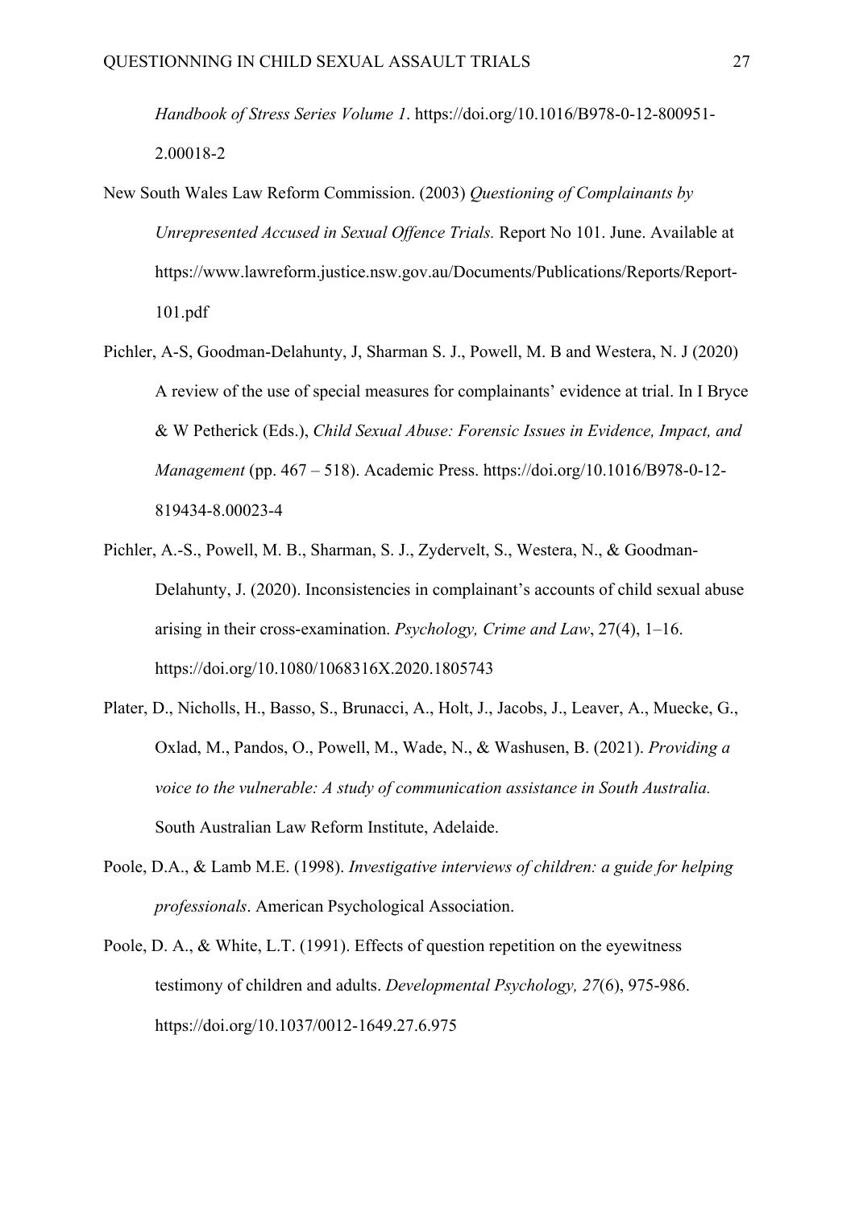*Handbook of Stress Series Volume 1*. https://doi.org/10.1016/B978-0-12-800951-2.00018-2

New South Wales Law Reform Commission. (2003) *Questioning of Complainants by Unrepresented Accused in Sexual Offence Trials.* Report No 101. June. Available at https://www.lawreform.justice.nsw.gov.au/Documents/Publications/Reports/Report-101.pdf

Pichler, A-S, Goodman-Delahunty, J, Sharman S. J., Powell, M. B and Westera, N. J (2020) A review of the use of special measures for complainants' evidence at trial. In I Bryce & W Petherick (Eds.), *Child Sexual Abuse: Forensic Issues in Evidence, Impact, and Management* (pp. 467 – 518). Academic Press. https://doi.org/10.1016/B978-0-12-819434-8.00023-4

Pichler, A.-S., Powell, M. B., Sharman, S. J., Zydervelt, S., Westera, N., & Goodman-Delahunty, J. (2020). Inconsistencies in complainant's accounts of child sexual abuse arising in their cross-examination. *Psychology, Crime and Law*, 27(4), 1–16. https://doi.org/10.1080/1068316X.2020.1805743

Plater, D., Nicholls, H., Basso, S., Brunacci, A., Holt, J., Jacobs, J., Leaver, A., Muecke, G., Oxlad, M., Pandos, O., Powell, M., Wade, N., & Washusen, B. (2021). *Providing a voice to the vulnerable: A study of communication assistance in South Australia.* South Australian Law Reform Institute, Adelaide.

Poole, D.A., & Lamb M.E. (1998). *Investigative interviews of children: a guide for helping professionals*. American Psychological Association.

Poole, D. A., & White, L.T. (1991). Effects of question repetition on the eyewitness testimony of children and adults. *Developmental Psychology, 27*(6), 975-986. https://doi.org/10.1037/0012-1649.27.6.975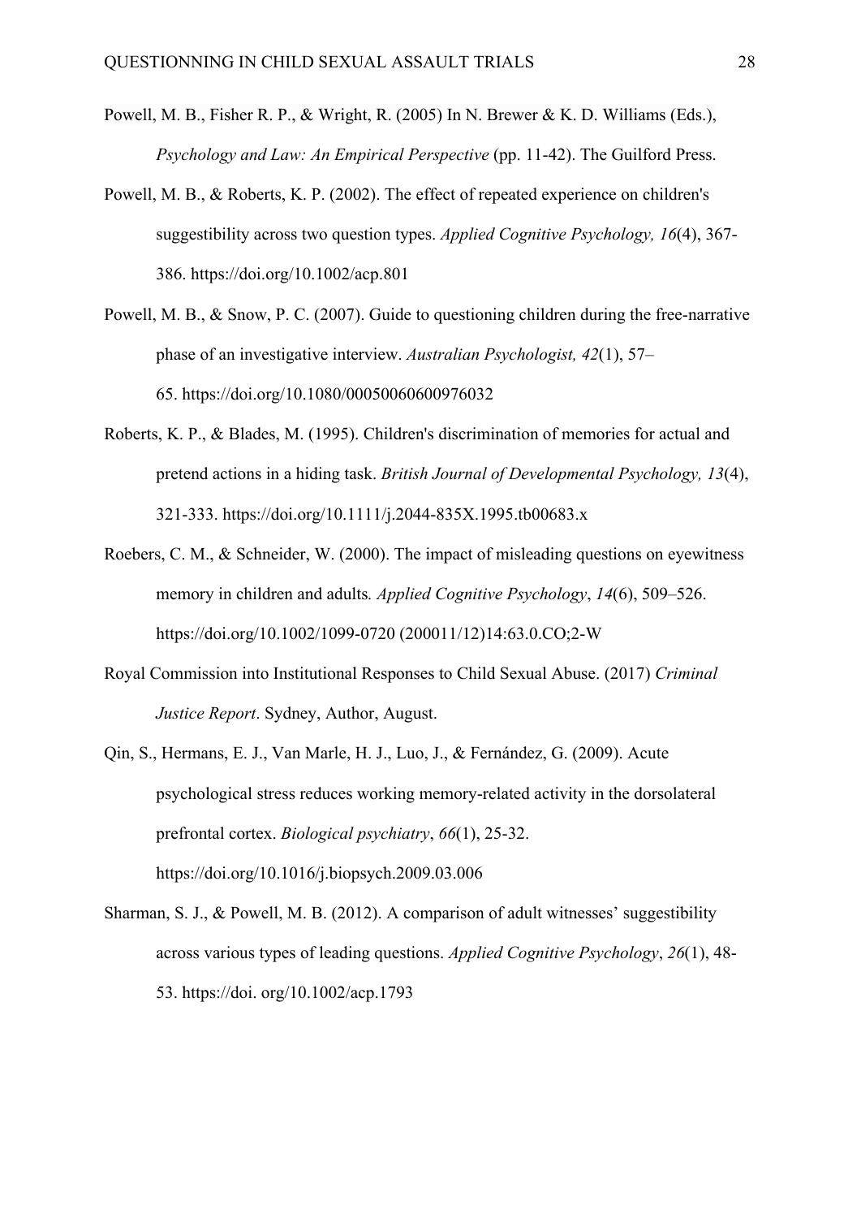Powell, M. B., Fisher R. P., & Wright, R. (2005) In N. Brewer & K. D. Williams (Eds.), *Psychology and Law: An Empirical Perspective* (pp. 11-42). The Guilford Press.

Powell, M. B., & Roberts, K. P. (2002). The effect of repeated experience on children's suggestibility across two question types. *Applied Cognitive Psychology, 16*(4), 367-386. https://doi.org/10.1002/acp.801

Powell, M. B., & Snow, P. C. (2007). Guide to questioning children during the free-narrative phase of an investigative interview. *Australian Psychologist, 42*(1), 57–65. https://doi.org/10.1080/00050060600976032

Roberts, K. P., & Blades, M. (1995). Children's discrimination of memories for actual and pretend actions in a hiding task. *British Journal of Developmental Psychology, 13*(4), 321-333. https://doi.org/10.1111/j.2044-835X.1995.tb00683.x

Roebers, C. M., & Schneider, W. (2000). The impact of misleading questions on eyewitness memory in children and adults*. Applied Cognitive Psychology*, *14*(6), 509–526. https://doi.org/10.1002/1099-0720 (200011/12)14:63.0.CO;2-W

Royal Commission into Institutional Responses to Child Sexual Abuse. (2017) *Criminal Justice Report*. Sydney, Author, August.

Qin, S., Hermans, E. J., Van Marle, H. J., Luo, J., & Fernández, G. (2009). Acute psychological stress reduces working memory-related activity in the dorsolateral prefrontal cortex. *Biological psychiatry*, *66*(1), 25-32. https://doi.org/10.1016/j.biopsych.2009.03.006

Sharman, S. J., & Powell, M. B. (2012). A comparison of adult witnesses' suggestibility across various types of leading questions. *Applied Cognitive Psychology*, *26*(1), 48-53. https://doi. org/10.1002/acp.1793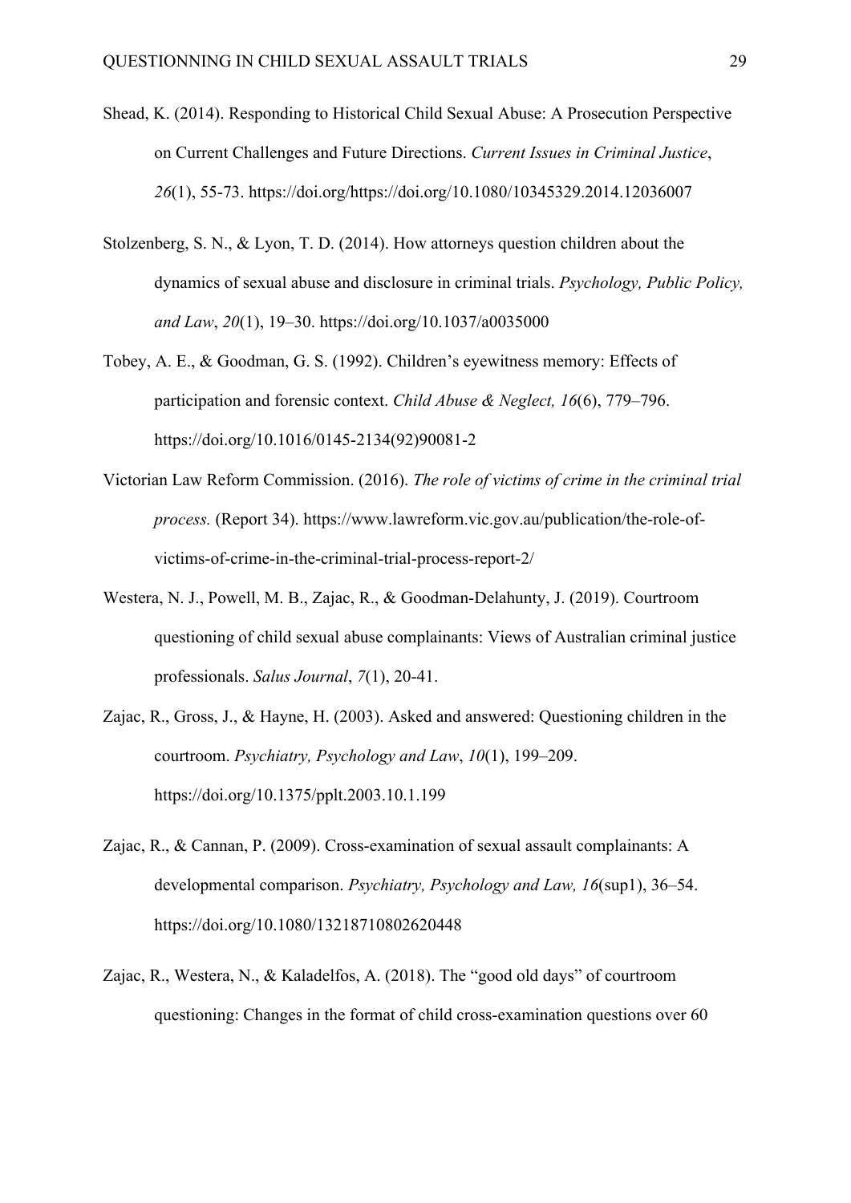Shead, K. (2014). Responding to Historical Child Sexual Abuse: A Prosecution Perspective on Current Challenges and Future Directions. *Current Issues in Criminal Justice*, *26*(1), 55-73. https://doi.org/https://doi.org/10.1080/10345329.2014.12036007

Stolzenberg, S. N., & Lyon, T. D. (2014). How attorneys question children about the dynamics of sexual abuse and disclosure in criminal trials. *Psychology, Public Policy, and Law*, *20*(1), 19–30. https://doi.org/10.1037/a0035000

Tobey, A. E., & Goodman, G. S. (1992). Children's eyewitness memory: Effects of participation and forensic context. *Child Abuse & Neglect, 16*(6), 779–796. https://doi.org/10.1016/0145-2134(92)90081-2

Victorian Law Reform Commission. (2016). *The role of victims of crime in the criminal trial process.* (Report 34). https://www.lawreform.vic.gov.au/publication/the-role-of-victims-of-crime-in-the-criminal-trial-process-report-2/

Westera, N. J., Powell, M. B., Zajac, R., & Goodman-Delahunty, J. (2019). Courtroom questioning of child sexual abuse complainants: Views of Australian criminal justice professionals. *Salus Journal*, *7*(1), 20-41.

Zajac, R., Gross, J., & Hayne, H. (2003). Asked and answered: Questioning children in the courtroom. *Psychiatry, Psychology and Law*, *10*(1), 199–209. https://doi.org/10.1375/pplt.2003.10.1.199

Zajac, R., & Cannan, P. (2009). Cross-examination of sexual assault complainants: A developmental comparison. *Psychiatry, Psychology and Law, 16*(sup1), 36–54. https://doi.org/10.1080/13218710802620448

Zajac, R., Westera, N., & Kaladelfos, A. (2018). The "good old days" of courtroom questioning: Changes in the format of child cross-examination questions over 60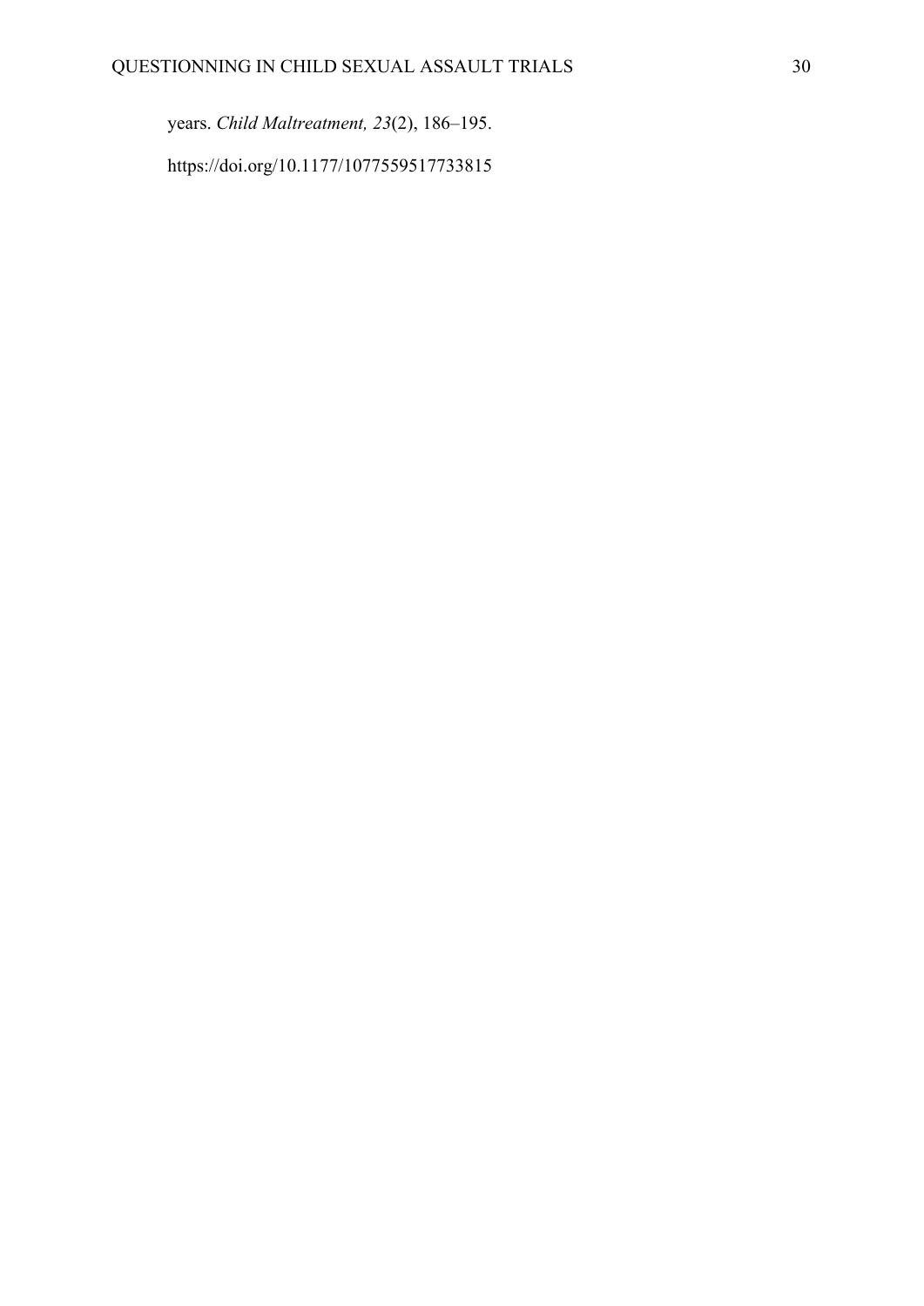years. *Child Maltreatment, 23*(2), 186–195.

https://doi.org/10.1177/1077559517733815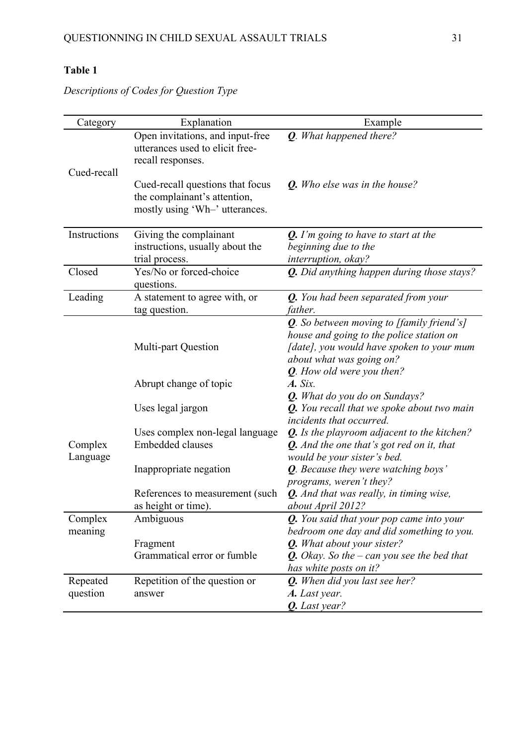**Table 1**

*Descriptions of Codes for Question Type*

| Category | Explanation | Example |
|---|---|---|
| Cued-recall | Open invitations, and input-free utterances used to elicit free-recall responses. | ***Q***. *What happened there?* |
| | Cued-recall questions that focus the complainant's attention, mostly using 'Wh–' utterances. | ***Q.*** *Who else was in the house?* |
| Instructions | Giving the complainant instructions, usually about the trial process. | ***Q.*** *I'm going to have to start at the beginning due to the interruption, okay?* |
| Closed | Yes/No or forced-choice questions. | ***Q.*** *Did anything happen during those stays?* |
| Leading | A statement to agree with, or tag question. | ***Q.*** *You had been separated from your father.* |
| Complex Language | Multi-part Question | ***Q***. *So between moving to [family friend's] house and going to the police station on [date], you would have spoken to your mum about what was going on?* |
| | Abrupt change of topic | ***Q***. *How old were you then?* ***A.*** *Six.* ***Q.*** *What do you do on Sundays?* |
| | Uses legal jargon | ***Q.*** *You recall that we spoke about two main incidents that occurred.* |
| | Uses complex non-legal language | ***Q.*** *Is the playroom adjacent to the kitchen?* |
| | Embedded clauses | ***Q.*** *And the one that's got red on it, that would be your sister's bed.* |
| | Inappropriate negation | ***Q***. *Because they were watching boys' programs, weren't they?* |
| | References to measurement (such as height or time). | ***Q.*** *And that was really, in timing wise, about April 2012?* |
| Complex meaning | Ambiguous | ***Q.*** *You said that your pop came into your bedroom one day and did something to you.* |
| | Fragment | ***Q.*** *What about your sister?* |
| | Grammatical error or fumble | ***Q.*** *Okay. So the – can you see the bed that has white posts on it?* |
| Repeated question | Repetition of the question or answer | ***Q.*** *When did you last see her?* ***A.*** *Last year.* ***Q.*** *Last year?* |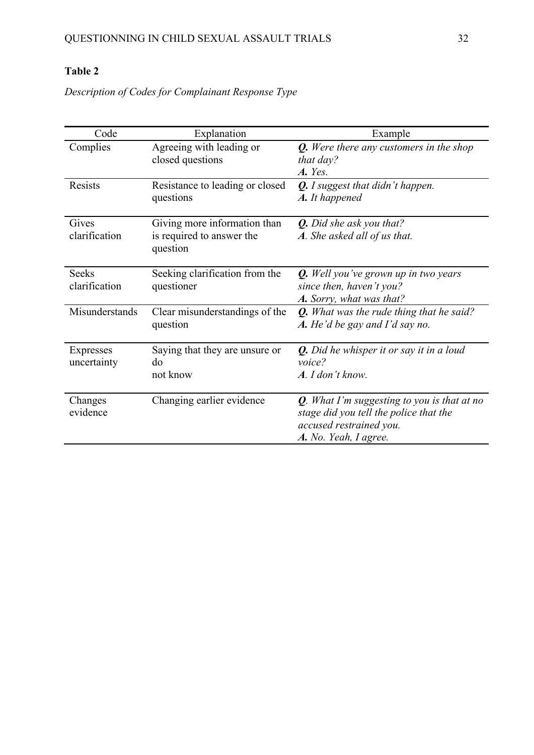**Table 2**

*Description of Codes for Complainant Response Type*

| Code | Explanation | Example |
|---|---|---|
| Complies | Agreeing with leading or closed questions | ***Q.*** *Were there any customers in the shop that day?* ***A.*** *Yes.* |
| Resists | Resistance to leading or closed questions | ***Q.*** *I suggest that didn't happen.* ***A.*** *It happened* |
| Gives clarification | Giving more information than is required to answer the question | ***Q.*** *Did she ask you that?* *A. She asked all of us that.* |
| Seeks clarification | Seeking clarification from the questioner | ***Q.*** *Well you've grown up in two years since then, haven't you?* ***A.*** *Sorry, what was that?* |
| Misunderstands | Clear misunderstandings of the question | ***Q.*** *What was the rude thing that he said?* ***A.*** *He'd be gay and I'd say no.* |
| Expresses uncertainty | Saying that they are unsure or do not know | ***Q.*** *Did he whisper it or say it in a loud voice?* *A. I don't know.* |
| Changes evidence | Changing earlier evidence | ***Q****. What I'm suggesting to you is that at no stage did you tell the police that the accused restrained you.* ***A.*** *No. Yeah, I agree.* |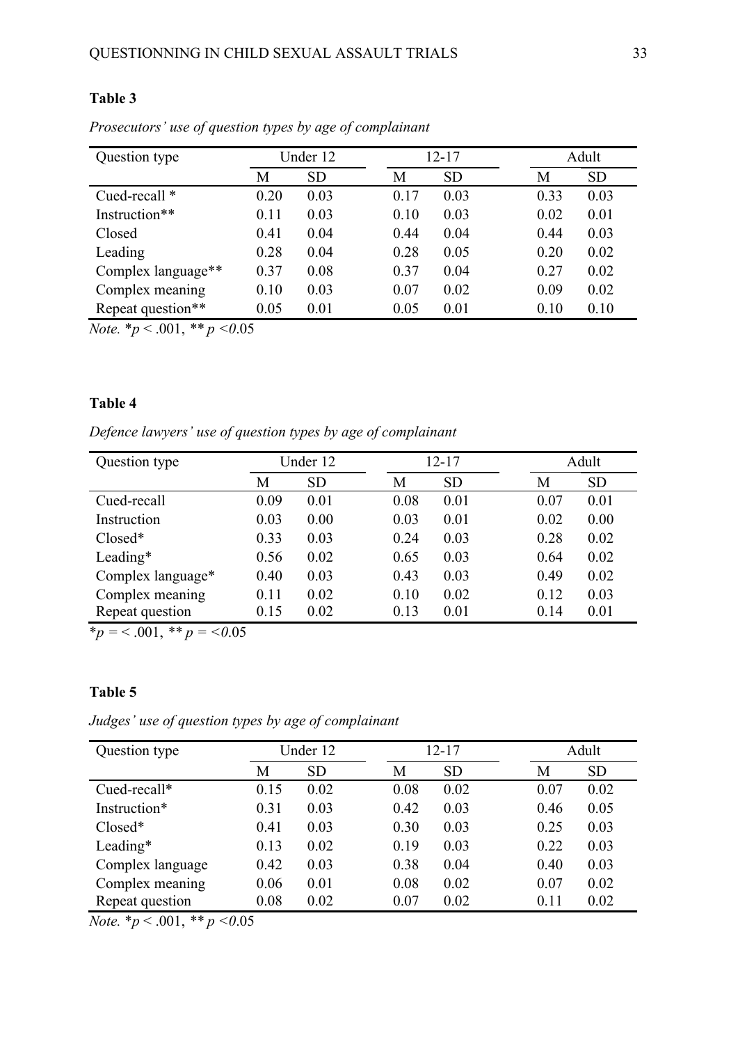**Table 3**

*Prosecutors' use of question types by age of complainant*

| Question type | Under 12 | | 12-17 | | Adult | |
|---|---|---|---|---|---|---|
| | M | SD | M | SD | M | SD |
| Cued-recall * | 0.20 | 0.03 | 0.17 | 0.03 | 0.33 | 0.03 |
| Instruction** | 0.11 | 0.03 | 0.10 | 0.03 | 0.02 | 0.01 |
| Closed | 0.41 | 0.04 | 0.44 | 0.04 | 0.44 | 0.03 |
| Leading | 0.28 | 0.04 | 0.28 | 0.05 | 0.20 | 0.02 |
| Complex language** | 0.37 | 0.08 | 0.37 | 0.04 | 0.27 | 0.02 |
| Complex meaning | 0.10 | 0.03 | 0.07 | 0.02 | 0.09 | 0.02 |
| Repeat question** | 0.05 | 0.01 | 0.05 | 0.01 | 0.10 | 0.10 |

*Note.* *$p < .001$, ** $p < 0.05$

**Table 4**

*Defence lawyers' use of question types by age of complainant*

| Question type | Under 12 | | 12-17 | | Adult | |
|---|---|---|---|---|---|---|
| | M | SD | M | SD | M | SD |
| Cued-recall | 0.09 | 0.01 | 0.08 | 0.01 | 0.07 | 0.01 |
| Instruction | 0.03 | 0.00 | 0.03 | 0.01 | 0.02 | 0.00 |
| Closed* | 0.33 | 0.03 | 0.24 | 0.03 | 0.28 | 0.02 |
| Leading* | 0.56 | 0.02 | 0.65 | 0.03 | 0.64 | 0.02 |
| Complex language* | 0.40 | 0.03 | 0.43 | 0.03 | 0.49 | 0.02 |
| Complex meaning | 0.11 | 0.02 | 0.10 | 0.02 | 0.12 | 0.03 |
| Repeat question | 0.15 | 0.02 | 0.13 | 0.01 | 0.14 | 0.01 |

*$p = < .001$, ** $p = < 0.05$

**Table 5**

*Judges' use of question types by age of complainant*

| Question type | Under 12 | | 12-17 | | Adult | |
|---|---|---|---|---|---|---|
| | M | SD | M | SD | M | SD |
| Cued-recall* | 0.15 | 0.02 | 0.08 | 0.02 | 0.07 | 0.02 |
| Instruction* | 0.31 | 0.03 | 0.42 | 0.03 | 0.46 | 0.05 |
| Closed* | 0.41 | 0.03 | 0.30 | 0.03 | 0.25 | 0.03 |
| Leading* | 0.13 | 0.02 | 0.19 | 0.03 | 0.22 | 0.03 |
| Complex language | 0.42 | 0.03 | 0.38 | 0.04 | 0.40 | 0.03 |
| Complex meaning | 0.06 | 0.01 | 0.08 | 0.02 | 0.07 | 0.02 |
| Repeat question | 0.08 | 0.02 | 0.07 | 0.02 | 0.11 | 0.02 |

*Note.* *$p < .001$, ** $p < 0.05$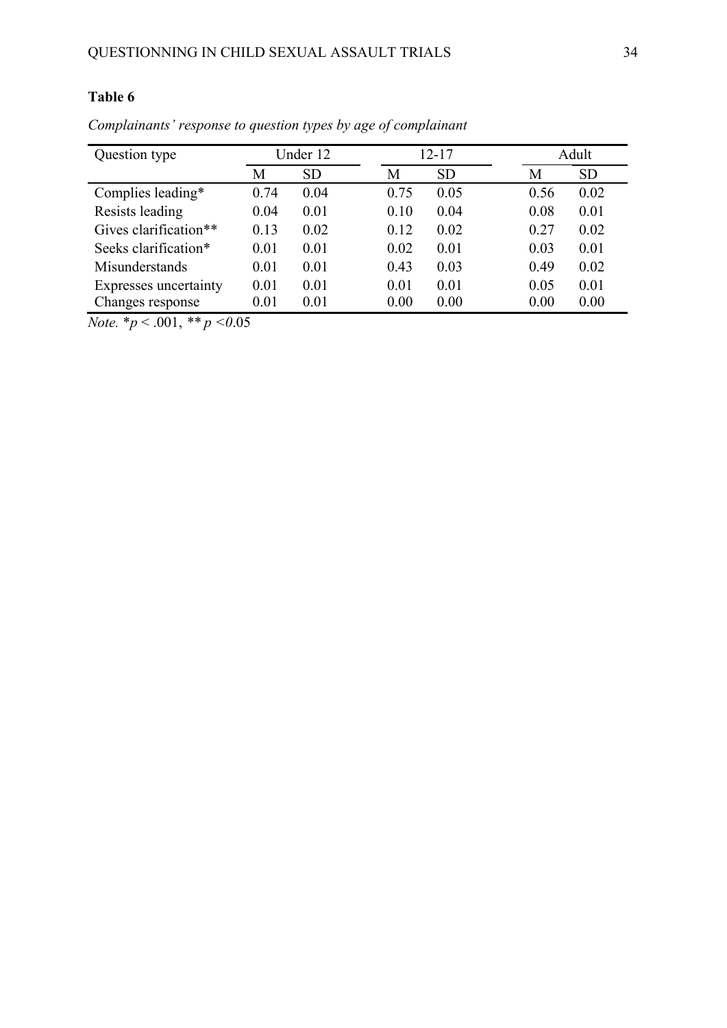**Table 6**

*Complainants' response to question types by age of complainant*

| Question type | Under 12 | | 12-17 | | Adult | |
|---|---|---|---|---|---|---|
| | M | SD | M | SD | M | SD |
| Complies leading* | 0.74 | 0.04 | 0.75 | 0.05 | 0.56 | 0.02 |
| Resists leading | 0.04 | 0.01 | 0.10 | 0.04 | 0.08 | 0.01 |
| Gives clarification** | 0.13 | 0.02 | 0.12 | 0.02 | 0.27 | 0.02 |
| Seeks clarification* | 0.01 | 0.01 | 0.02 | 0.01 | 0.03 | 0.01 |
| Misunderstands | 0.01 | 0.01 | 0.43 | 0.03 | 0.49 | 0.02 |
| Expresses uncertainty | 0.01 | 0.01 | 0.01 | 0.01 | 0.05 | 0.01 |
| Changes response | 0.01 | 0.01 | 0.00 | 0.00 | 0.00 | 0.00 |

*Note.* *$p < .001$, ** $p < 0.05$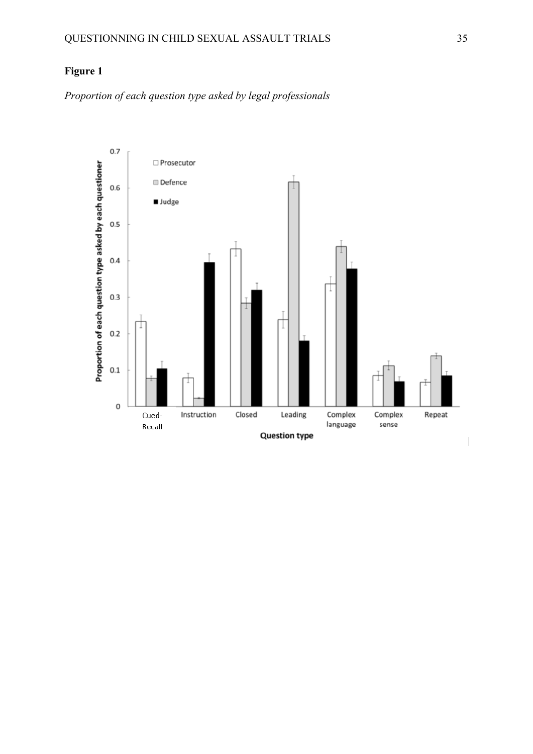**Figure 1**

*Proportion of each question type asked by legal professionals*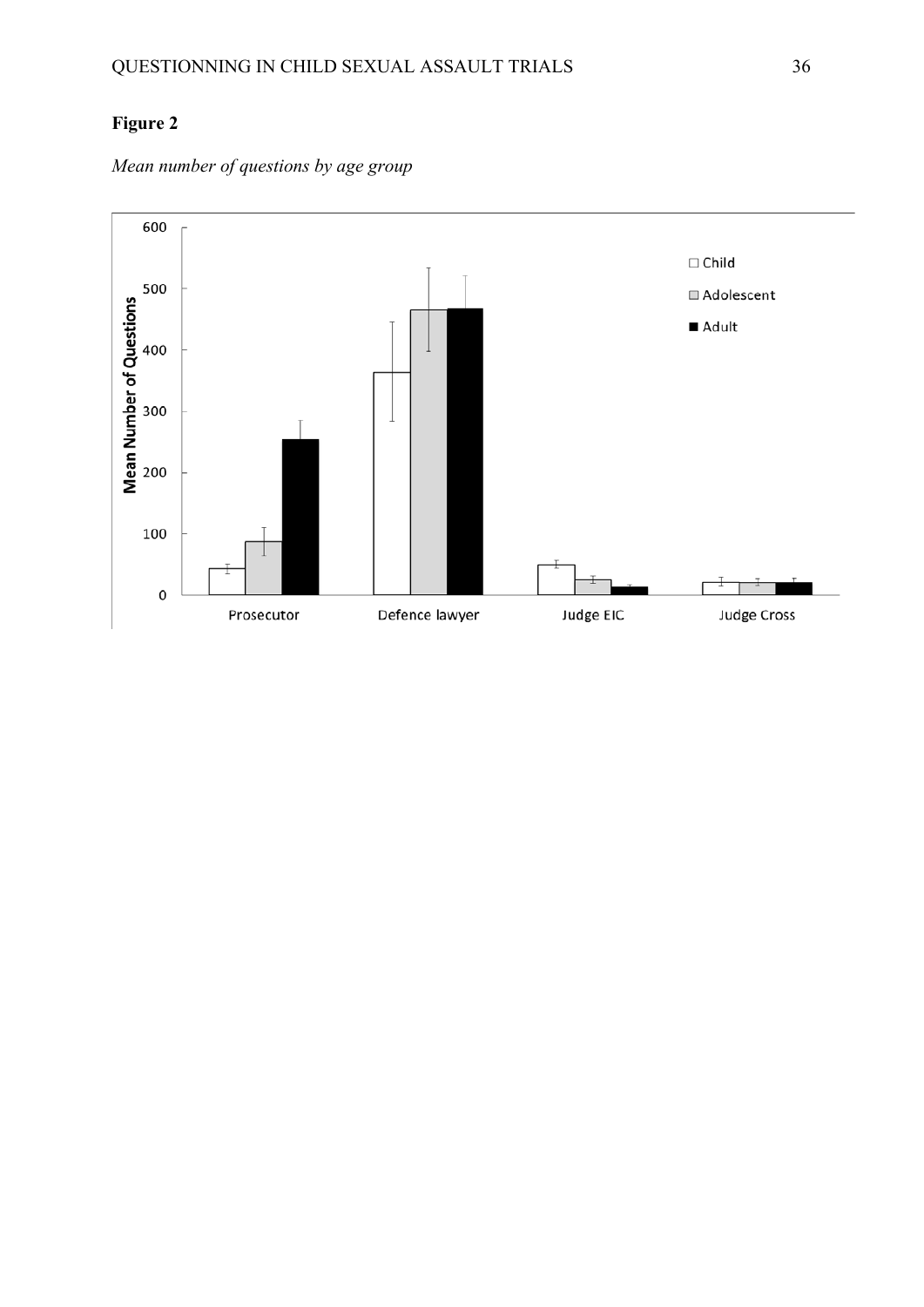**Figure 2**

*Mean number of questions by age group*

Mean Number of Questions

600
500
400
300
200
100
0

Prosecutor
Defence lawyer
Judge EIC
Judge Cross

□ Child
□ Adolescent
■ Adult